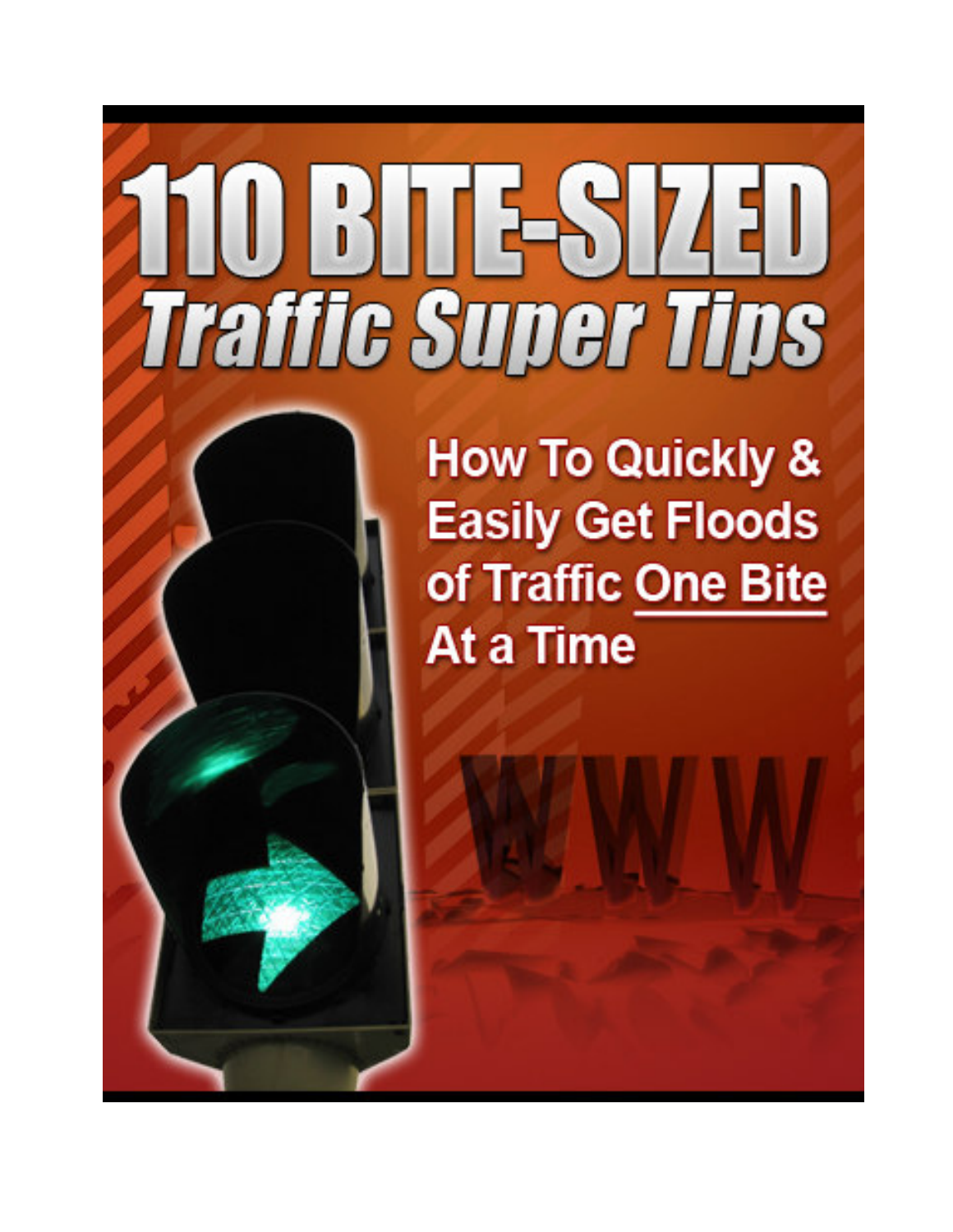# 110 BITE-SIZED

## Traffic Super Tips

How To Quickly & Easily Get Floods of Traffic One Bite At a Time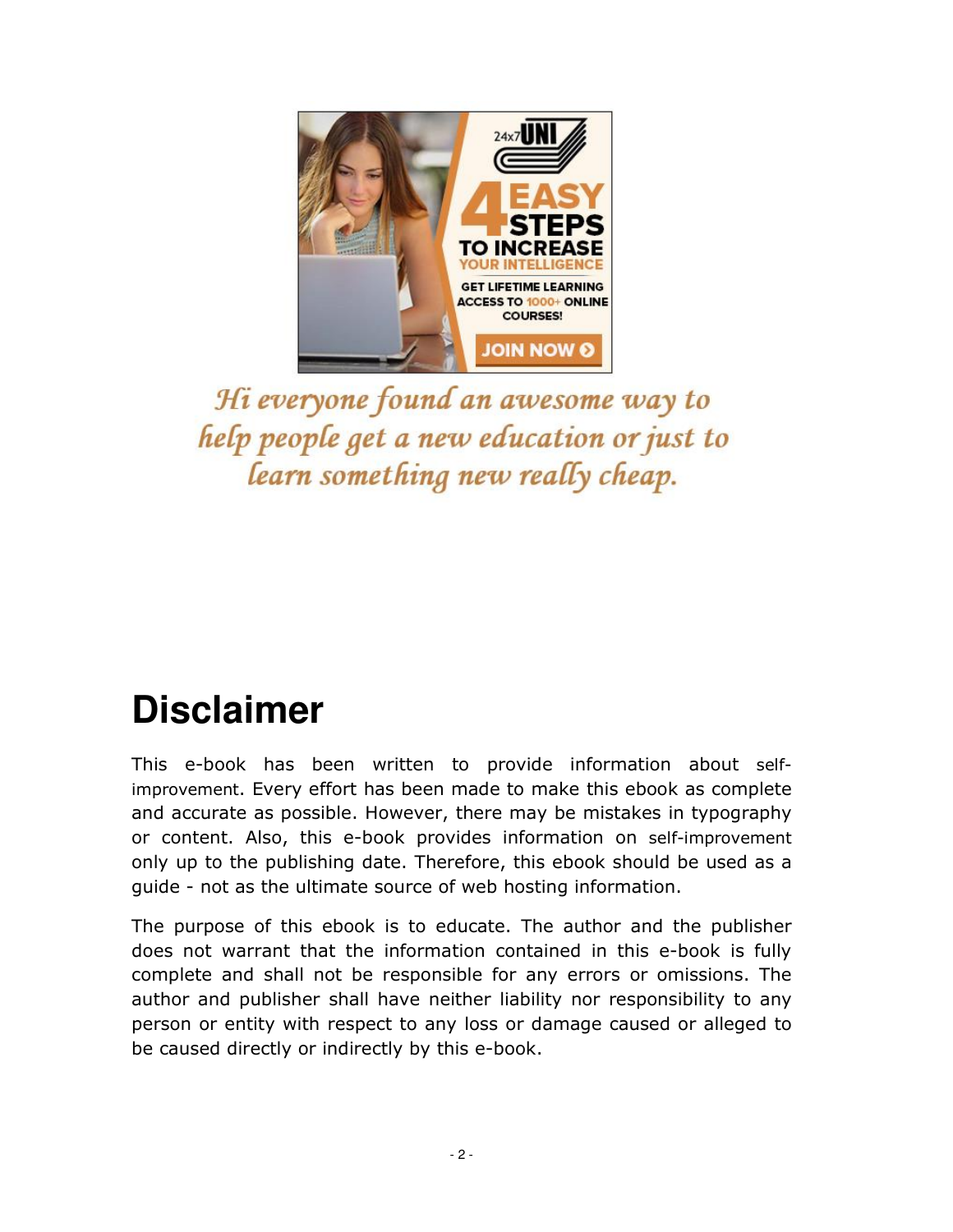*Hi everyone found an awesome way to help people get a new education or just to learn something new really cheap.*

# Disclaimer

This e-book has been written to provide information about self-improvement. Every effort has been made to make this ebook as complete and accurate as possible. However, there may be mistakes in typography or content. Also, this e-book provides information on self-improvement only up to the publishing date. Therefore, this ebook should be used as a guide - not as the ultimate source of web hosting information.

The purpose of this ebook is to educate. The author and the publisher does not warrant that the information contained in this e-book is fully complete and shall not be responsible for any errors or omissions. The author and publisher shall have neither liability nor responsibility to any person or entity with respect to any loss or damage caused or alleged to be caused directly or indirectly by this e-book.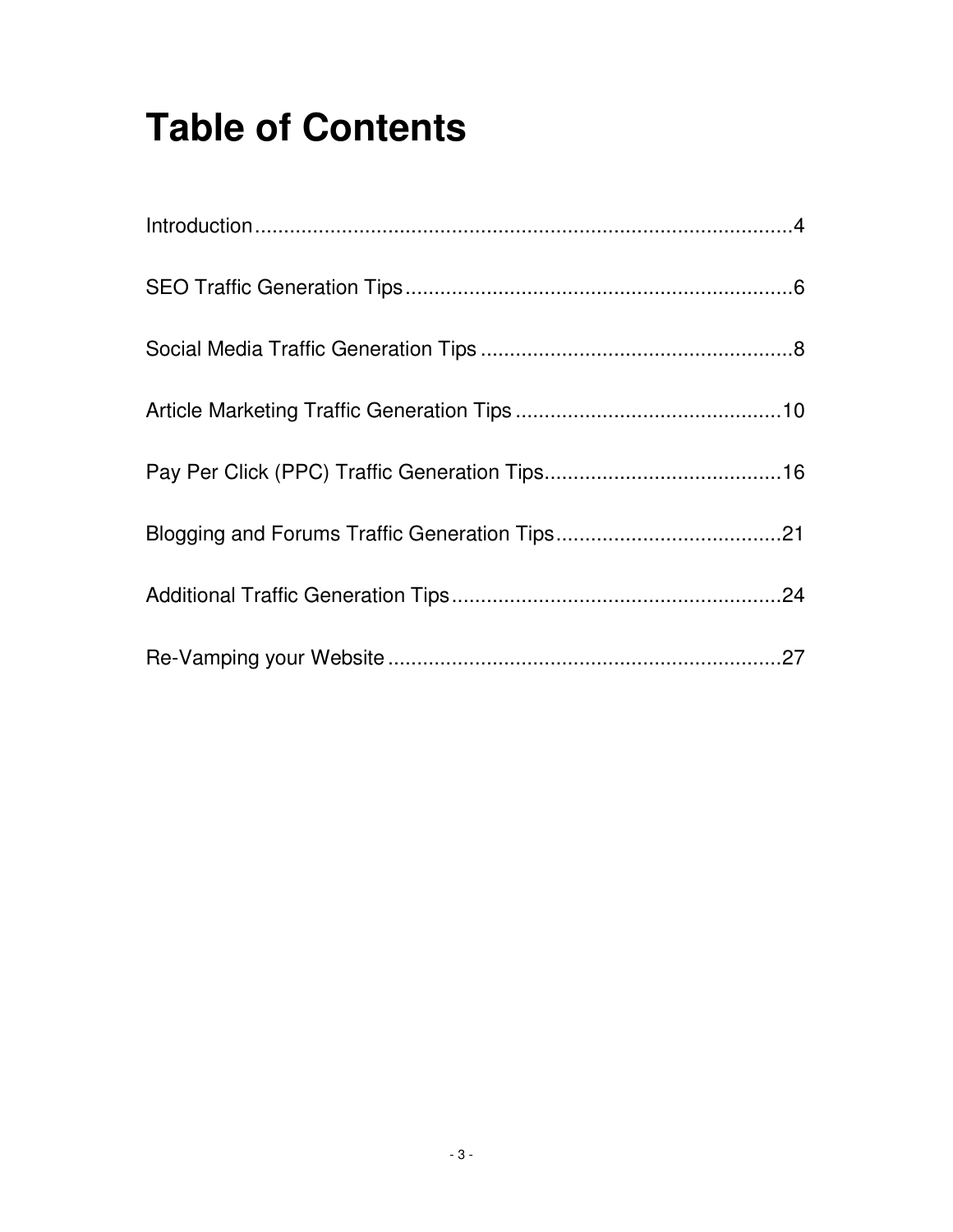# Table of Contents

Introduction............................................................................................4

SEO Traffic Generation Tips...................................................................6

Social Media Traffic Generation Tips ......................................................8

Article Marketing Traffic Generation Tips ..............................................10

Pay Per Click (PPC) Traffic Generation Tips.........................................16

Blogging and Forums Traffic Generation Tips.......................................21

Additional Traffic Generation Tips.........................................................24

Re-Vamping your Website ....................................................................27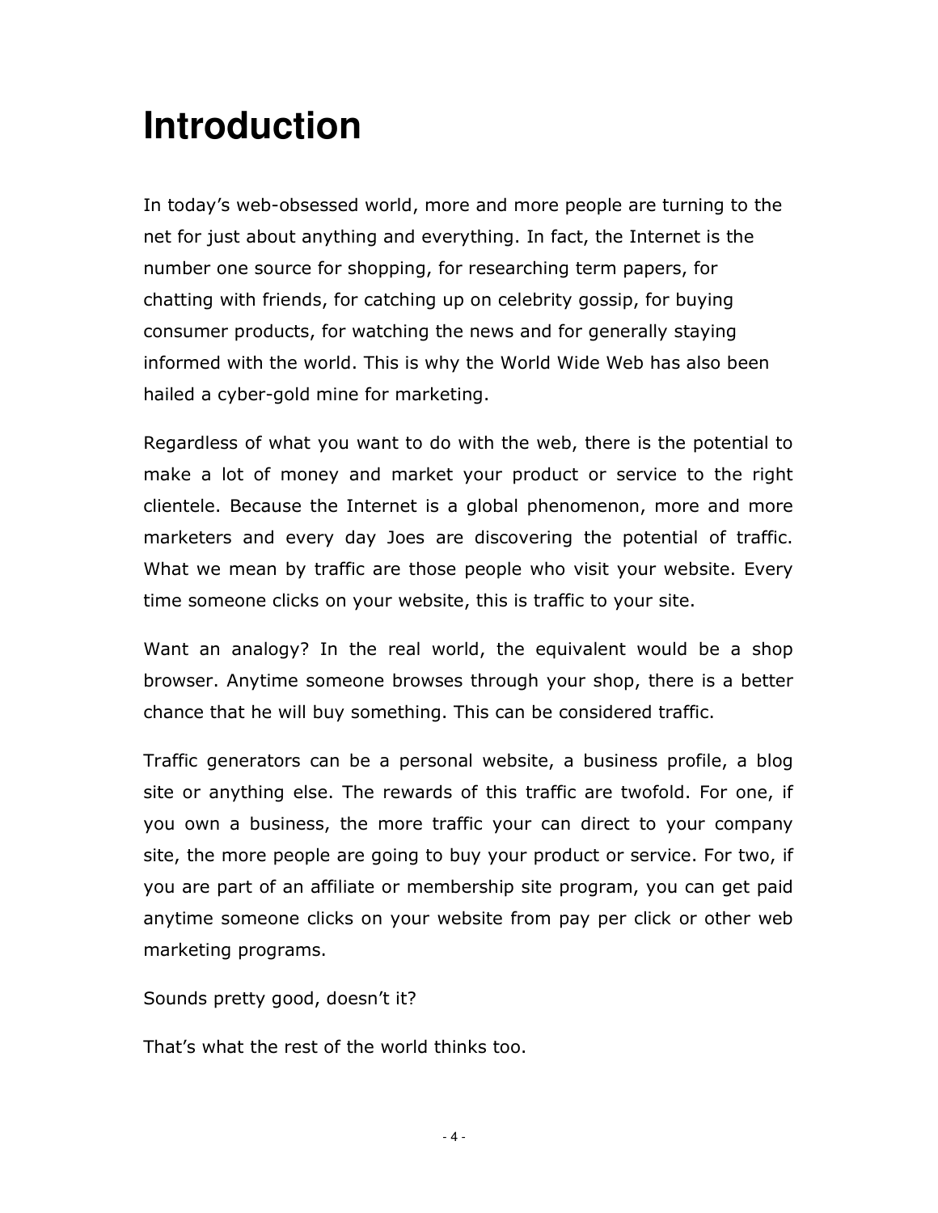# Introduction

In today's web-obsessed world, more and more people are turning to the net for just about anything and everything. In fact, the Internet is the number one source for shopping, for researching term papers, for chatting with friends, for catching up on celebrity gossip, for buying consumer products, for watching the news and for generally staying informed with the world. This is why the World Wide Web has also been hailed a cyber-gold mine for marketing.

Regardless of what you want to do with the web, there is the potential to make a lot of money and market your product or service to the right clientele. Because the Internet is a global phenomenon, more and more marketers and every day Joes are discovering the potential of traffic. What we mean by traffic are those people who visit your website. Every time someone clicks on your website, this is traffic to your site.

Want an analogy? In the real world, the equivalent would be a shop browser. Anytime someone browses through your shop, there is a better chance that he will buy something. This can be considered traffic.

Traffic generators can be a personal website, a business profile, a blog site or anything else. The rewards of this traffic are twofold. For one, if you own a business, the more traffic your can direct to your company site, the more people are going to buy your product or service. For two, if you are part of an affiliate or membership site program, you can get paid anytime someone clicks on your website from pay per click or other web marketing programs.

Sounds pretty good, doesn't it?

That's what the rest of the world thinks too.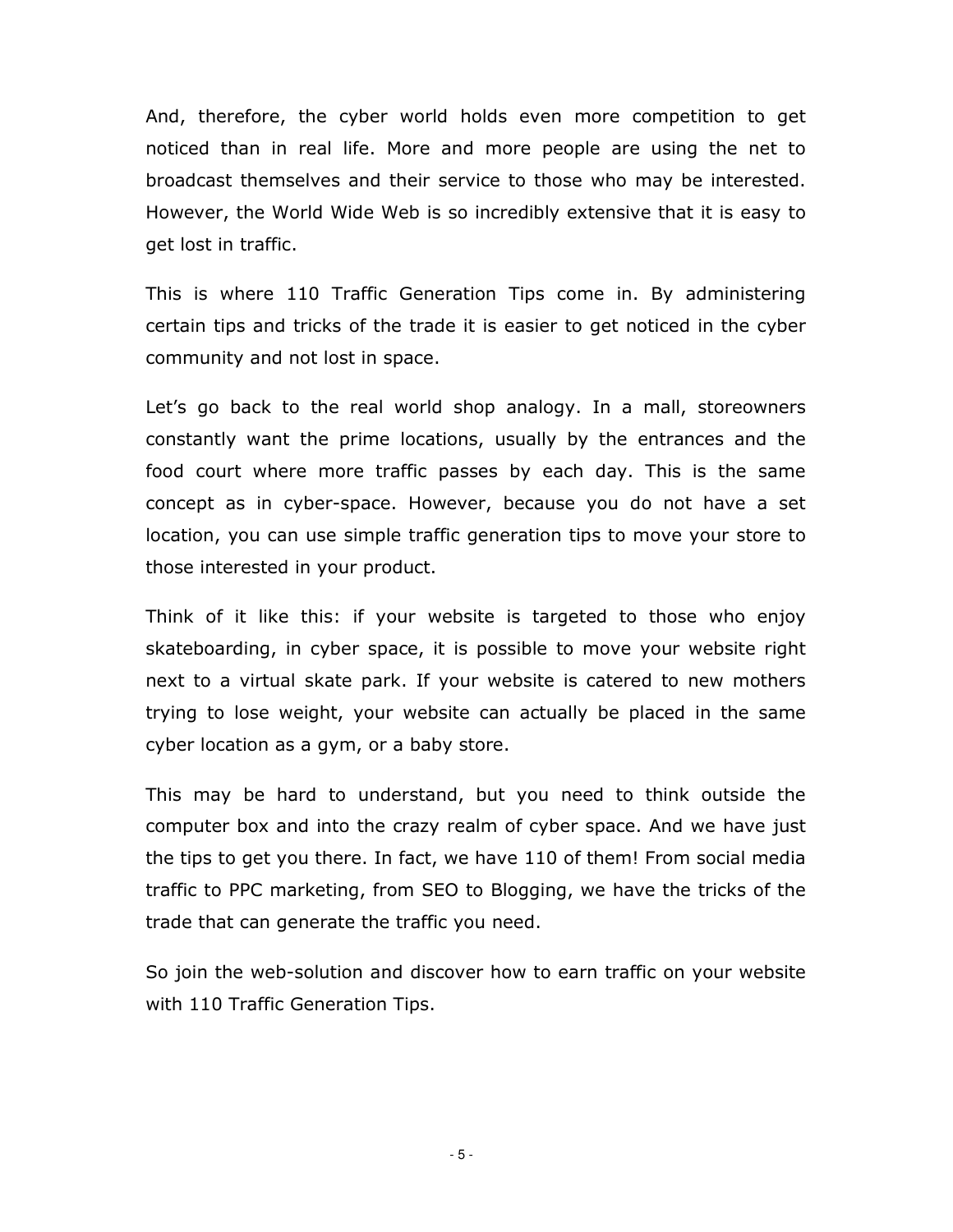And, therefore, the cyber world holds even more competition to get noticed than in real life. More and more people are using the net to broadcast themselves and their service to those who may be interested. However, the World Wide Web is so incredibly extensive that it is easy to get lost in traffic.

This is where 110 Traffic Generation Tips come in. By administering certain tips and tricks of the trade it is easier to get noticed in the cyber community and not lost in space.

Let's go back to the real world shop analogy. In a mall, storeowners constantly want the prime locations, usually by the entrances and the food court where more traffic passes by each day. This is the same concept as in cyber-space. However, because you do not have a set location, you can use simple traffic generation tips to move your store to those interested in your product.

Think of it like this: if your website is targeted to those who enjoy skateboarding, in cyber space, it is possible to move your website right next to a virtual skate park. If your website is catered to new mothers trying to lose weight, your website can actually be placed in the same cyber location as a gym, or a baby store.

This may be hard to understand, but you need to think outside the computer box and into the crazy realm of cyber space. And we have just the tips to get you there. In fact, we have 110 of them! From social media traffic to PPC marketing, from SEO to Blogging, we have the tricks of the trade that can generate the traffic you need.

So join the web-solution and discover how to earn traffic on your website with 110 Traffic Generation Tips.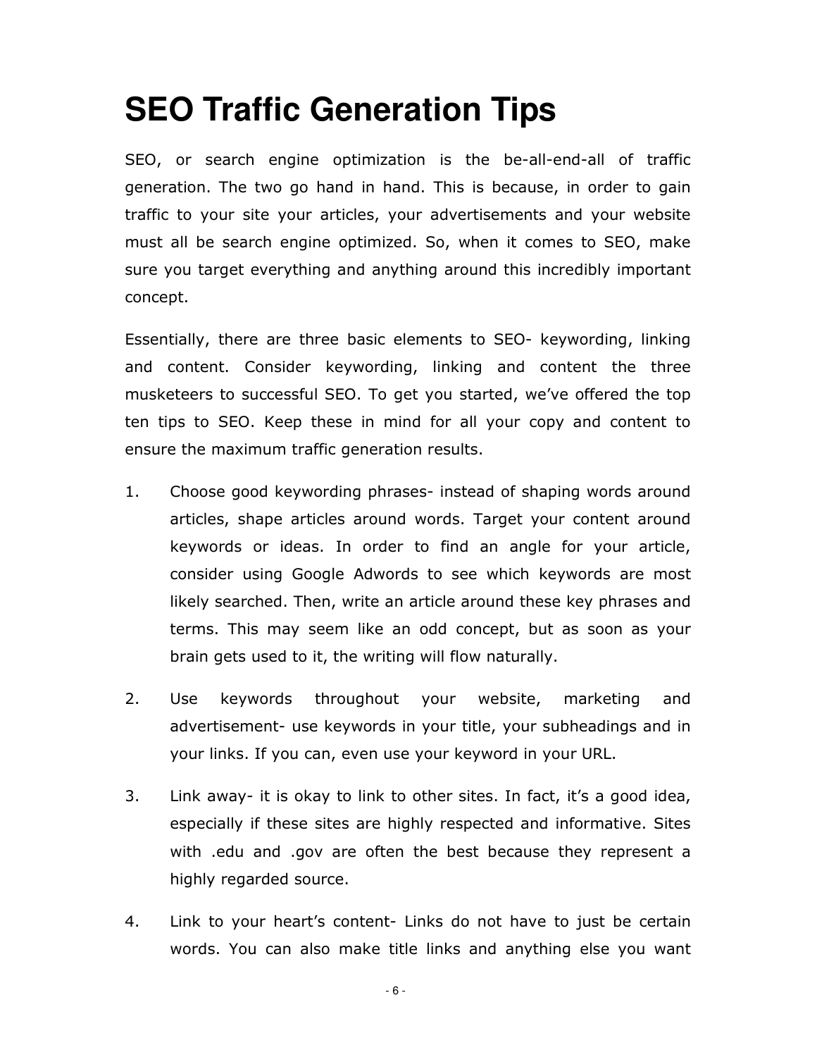# SEO Traffic Generation Tips

SEO, or search engine optimization is the be-all-end-all of traffic generation. The two go hand in hand. This is because, in order to gain traffic to your site your articles, your advertisements and your website must all be search engine optimized. So, when it comes to SEO, make sure you target everything and anything around this incredibly important concept.

Essentially, there are three basic elements to SEO- keywording, linking and content. Consider keywording, linking and content the three musketeers to successful SEO. To get you started, we've offered the top ten tips to SEO. Keep these in mind for all your copy and content to ensure the maximum traffic generation results.

1. Choose good keywording phrases- instead of shaping words around articles, shape articles around words. Target your content around keywords or ideas. In order to find an angle for your article, consider using Google Adwords to see which keywords are most likely searched. Then, write an article around these key phrases and terms. This may seem like an odd concept, but as soon as your brain gets used to it, the writing will flow naturally.

2. Use keywords throughout your website, marketing and advertisement- use keywords in your title, your subheadings and in your links. If you can, even use your keyword in your URL.

3. Link away- it is okay to link to other sites. In fact, it's a good idea, especially if these sites are highly respected and informative. Sites with .edu and .gov are often the best because they represent a highly regarded source.

4. Link to your heart's content- Links do not have to just be certain words. You can also make title links and anything else you want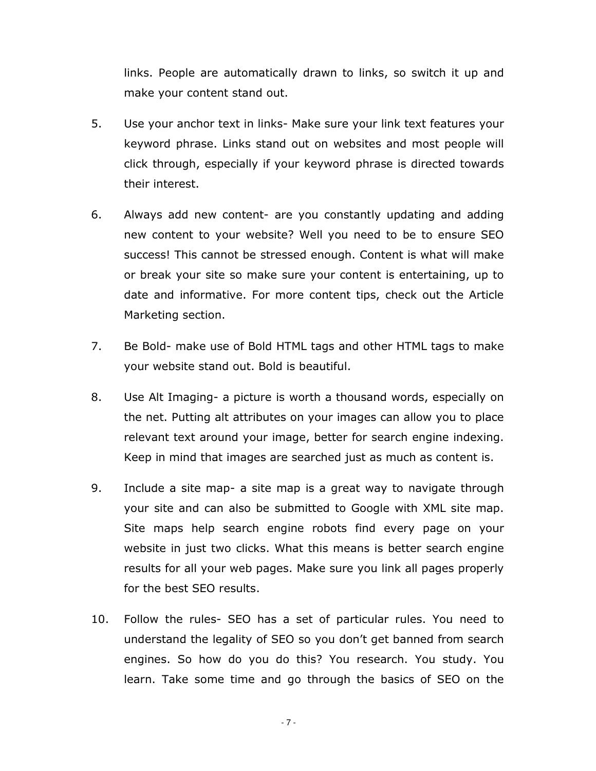links. People are automatically drawn to links, so switch it up and make your content stand out.

5. Use your anchor text in links- Make sure your link text features your keyword phrase. Links stand out on websites and most people will click through, especially if your keyword phrase is directed towards their interest.

6. Always add new content- are you constantly updating and adding new content to your website? Well you need to be to ensure SEO success! This cannot be stressed enough. Content is what will make or break your site so make sure your content is entertaining, up to date and informative. For more content tips, check out the Article Marketing section.

7. Be Bold- make use of Bold HTML tags and other HTML tags to make your website stand out. Bold is beautiful.

8. Use Alt Imaging- a picture is worth a thousand words, especially on the net. Putting alt attributes on your images can allow you to place relevant text around your image, better for search engine indexing. Keep in mind that images are searched just as much as content is.

9. Include a site map- a site map is a great way to navigate through your site and can also be submitted to Google with XML site map. Site maps help search engine robots find every page on your website in just two clicks. What this means is better search engine results for all your web pages. Make sure you link all pages properly for the best SEO results.

10. Follow the rules- SEO has a set of particular rules. You need to understand the legality of SEO so you don't get banned from search engines. So how do you do this? You research. You study. You learn. Take some time and go through the basics of SEO on the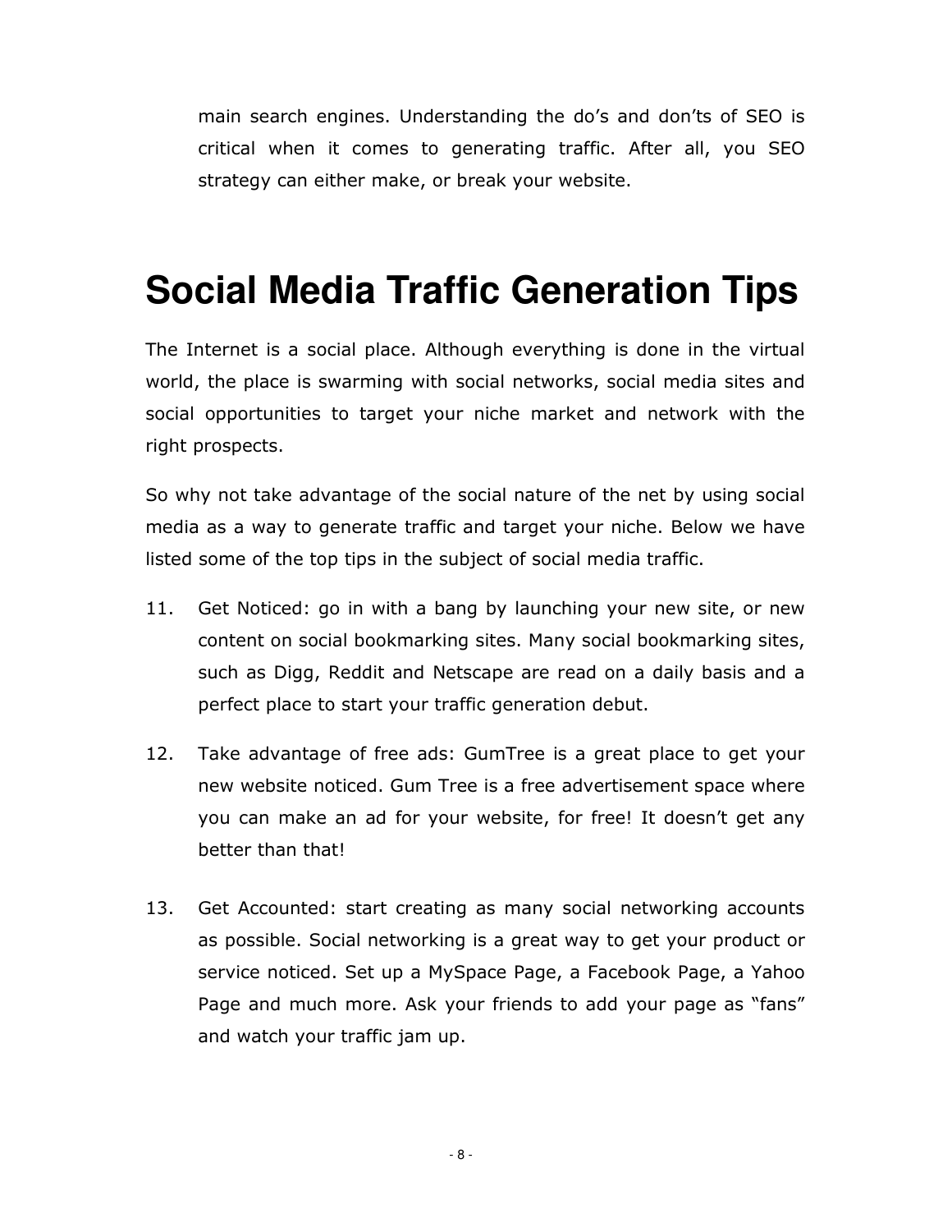main search engines. Understanding the do's and don'ts of SEO is critical when it comes to generating traffic. After all, you SEO strategy can either make, or break your website.

# Social Media Traffic Generation Tips

The Internet is a social place. Although everything is done in the virtual world, the place is swarming with social networks, social media sites and social opportunities to target your niche market and network with the right prospects.

So why not take advantage of the social nature of the net by using social media as a way to generate traffic and target your niche. Below we have listed some of the top tips in the subject of social media traffic.

11. Get Noticed: go in with a bang by launching your new site, or new content on social bookmarking sites. Many social bookmarking sites, such as Digg, Reddit and Netscape are read on a daily basis and a perfect place to start your traffic generation debut.

12. Take advantage of free ads: GumTree is a great place to get your new website noticed. Gum Tree is a free advertisement space where you can make an ad for your website, for free! It doesn't get any better than that!

13. Get Accounted: start creating as many social networking accounts as possible. Social networking is a great way to get your product or service noticed. Set up a MySpace Page, a Facebook Page, a Yahoo Page and much more. Ask your friends to add your page as "fans" and watch your traffic jam up.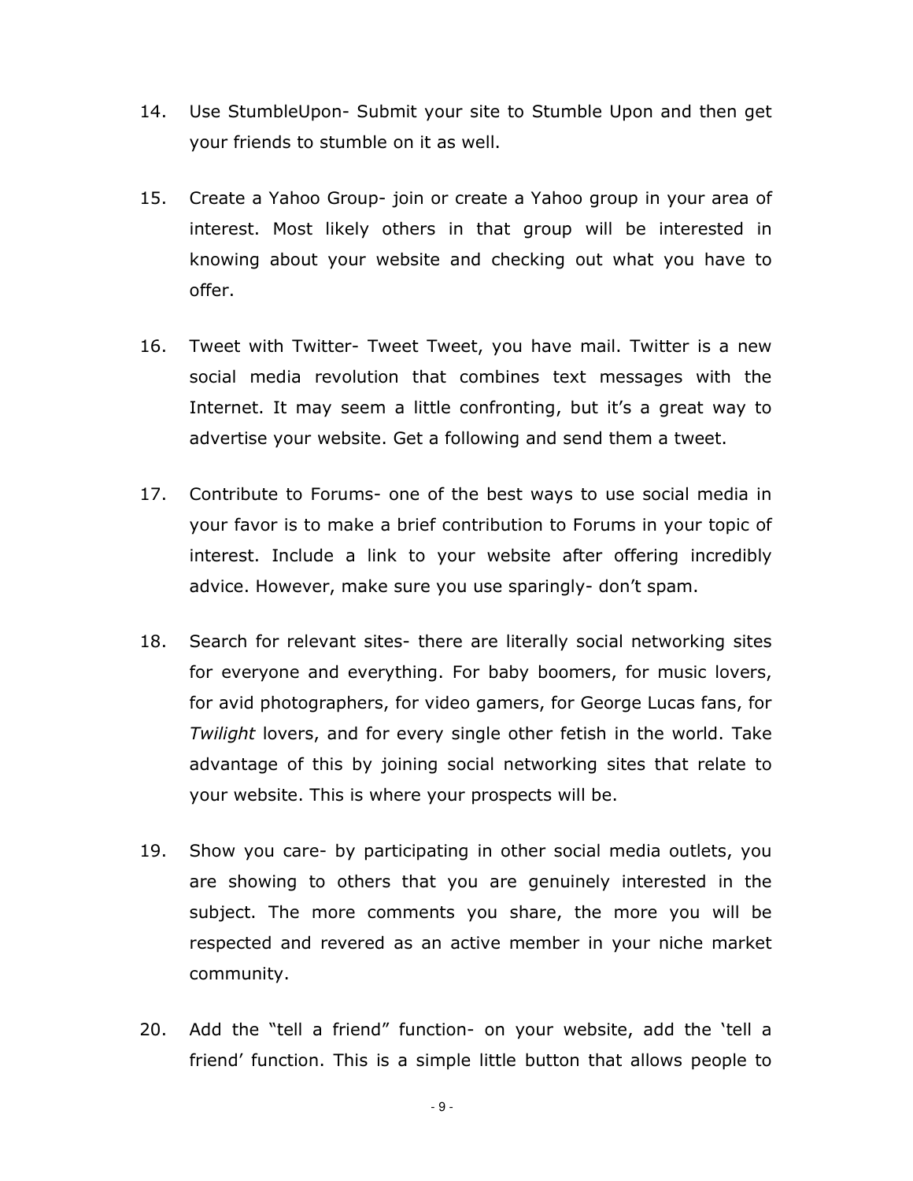14. Use StumbleUpon- Submit your site to Stumble Upon and then get your friends to stumble on it as well.

15. Create a Yahoo Group- join or create a Yahoo group in your area of interest. Most likely others in that group will be interested in knowing about your website and checking out what you have to offer.

16. Tweet with Twitter- Tweet Tweet, you have mail. Twitter is a new social media revolution that combines text messages with the Internet. It may seem a little confronting, but it's a great way to advertise your website. Get a following and send them a tweet.

17. Contribute to Forums- one of the best ways to use social media in your favor is to make a brief contribution to Forums in your topic of interest. Include a link to your website after offering incredibly advice. However, make sure you use sparingly- don't spam.

18. Search for relevant sites- there are literally social networking sites for everyone and everything. For baby boomers, for music lovers, for avid photographers, for video gamers, for George Lucas fans, for *Twilight* lovers, and for every single other fetish in the world. Take advantage of this by joining social networking sites that relate to your website. This is where your prospects will be.

19. Show you care- by participating in other social media outlets, you are showing to others that you are genuinely interested in the subject. The more comments you share, the more you will be respected and revered as an active member in your niche market community.

20. Add the "tell a friend" function- on your website, add the 'tell a friend' function. This is a simple little button that allows people to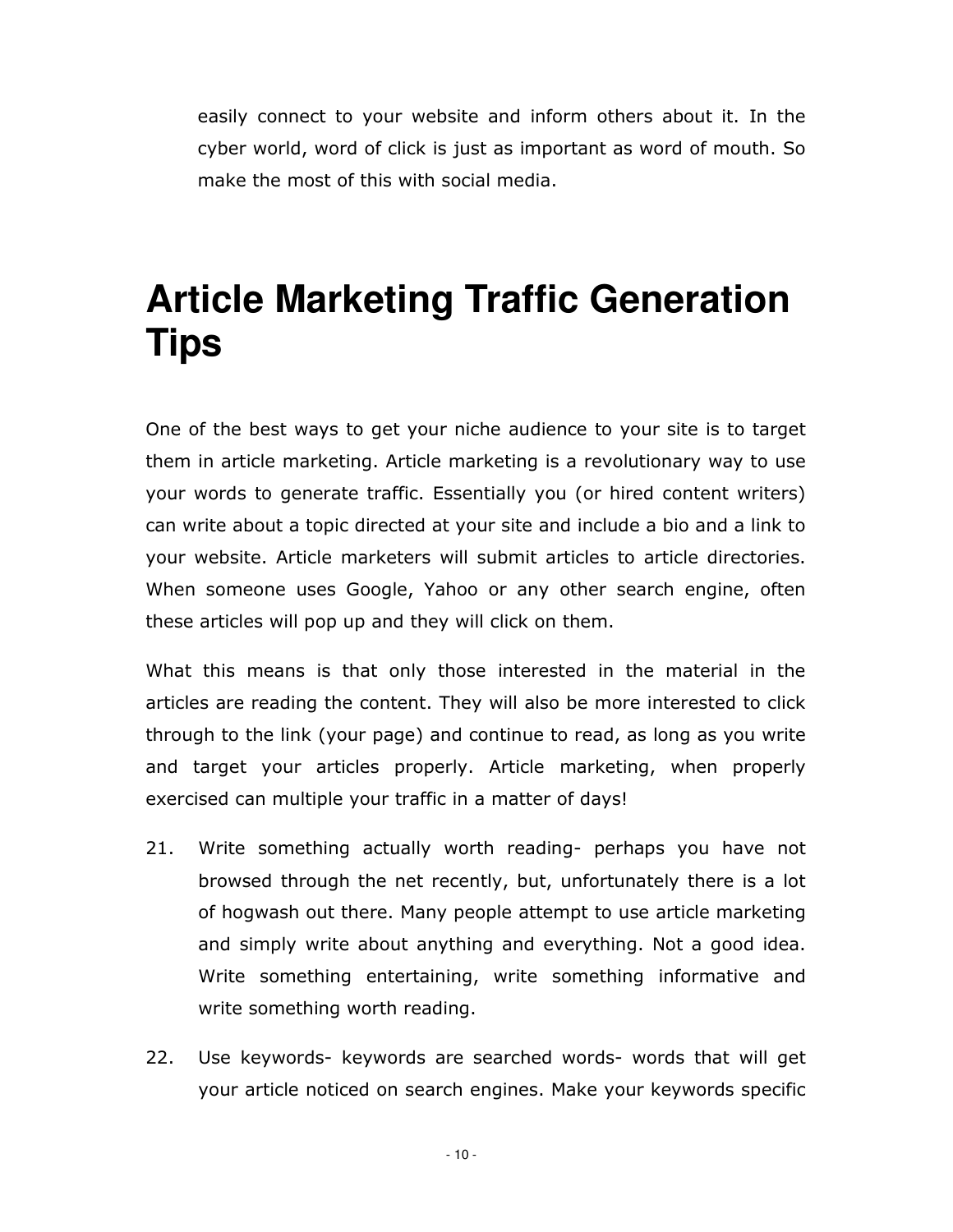easily connect to your website and inform others about it. In the cyber world, word of click is just as important as word of mouth. So make the most of this with social media.

# Article Marketing Traffic Generation Tips

One of the best ways to get your niche audience to your site is to target them in article marketing. Article marketing is a revolutionary way to use your words to generate traffic. Essentially you (or hired content writers) can write about a topic directed at your site and include a bio and a link to your website. Article marketers will submit articles to article directories. When someone uses Google, Yahoo or any other search engine, often these articles will pop up and they will click on them.

What this means is that only those interested in the material in the articles are reading the content. They will also be more interested to click through to the link (your page) and continue to read, as long as you write and target your articles properly. Article marketing, when properly exercised can multiple your traffic in a matter of days!

21. Write something actually worth reading- perhaps you have not browsed through the net recently, but, unfortunately there is a lot of hogwash out there. Many people attempt to use article marketing and simply write about anything and everything. Not a good idea. Write something entertaining, write something informative and write something worth reading.

22. Use keywords- keywords are searched words- words that will get your article noticed on search engines. Make your keywords specific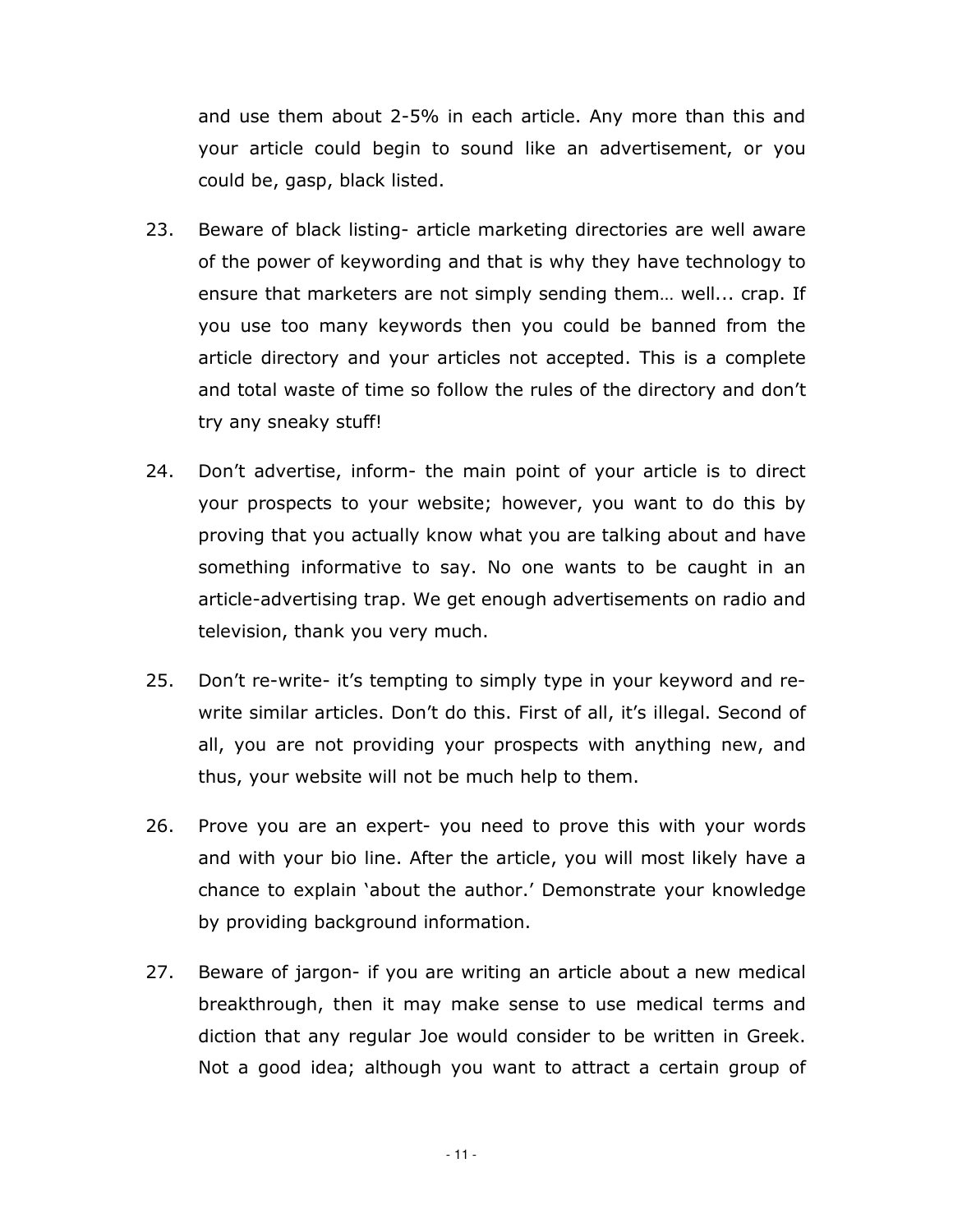and use them about 2-5% in each article. Any more than this and your article could begin to sound like an advertisement, or you could be, gasp, black listed.

23. Beware of black listing- article marketing directories are well aware of the power of keywording and that is why they have technology to ensure that marketers are not simply sending them… well... crap. If you use too many keywords then you could be banned from the article directory and your articles not accepted. This is a complete and total waste of time so follow the rules of the directory and don't try any sneaky stuff!

24. Don't advertise, inform- the main point of your article is to direct your prospects to your website; however, you want to do this by proving that you actually know what you are talking about and have something informative to say. No one wants to be caught in an article-advertising trap. We get enough advertisements on radio and television, thank you very much.

25. Don't re-write- it's tempting to simply type in your keyword and re-write similar articles. Don't do this. First of all, it's illegal. Second of all, you are not providing your prospects with anything new, and thus, your website will not be much help to them.

26. Prove you are an expert- you need to prove this with your words and with your bio line. After the article, you will most likely have a chance to explain 'about the author.' Demonstrate your knowledge by providing background information.

27. Beware of jargon- if you are writing an article about a new medical breakthrough, then it may make sense to use medical terms and diction that any regular Joe would consider to be written in Greek. Not a good idea; although you want to attract a certain group of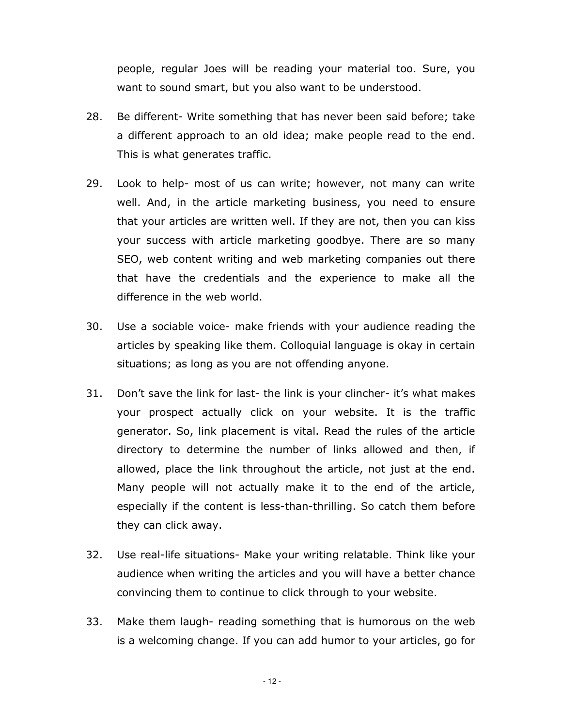people, regular Joes will be reading your material too. Sure, you want to sound smart, but you also want to be understood.

28. Be different- Write something that has never been said before; take a different approach to an old idea; make people read to the end. This is what generates traffic.

29. Look to help- most of us can write; however, not many can write well. And, in the article marketing business, you need to ensure that your articles are written well. If they are not, then you can kiss your success with article marketing goodbye. There are so many SEO, web content writing and web marketing companies out there that have the credentials and the experience to make all the difference in the web world.

30. Use a sociable voice- make friends with your audience reading the articles by speaking like them. Colloquial language is okay in certain situations; as long as you are not offending anyone.

31. Don't save the link for last- the link is your clincher- it's what makes your prospect actually click on your website. It is the traffic generator. So, link placement is vital. Read the rules of the article directory to determine the number of links allowed and then, if allowed, place the link throughout the article, not just at the end. Many people will not actually make it to the end of the article, especially if the content is less-than-thrilling. So catch them before they can click away.

32. Use real-life situations- Make your writing relatable. Think like your audience when writing the articles and you will have a better chance convincing them to continue to click through to your website.

33. Make them laugh- reading something that is humorous on the web is a welcoming change. If you can add humor to your articles, go for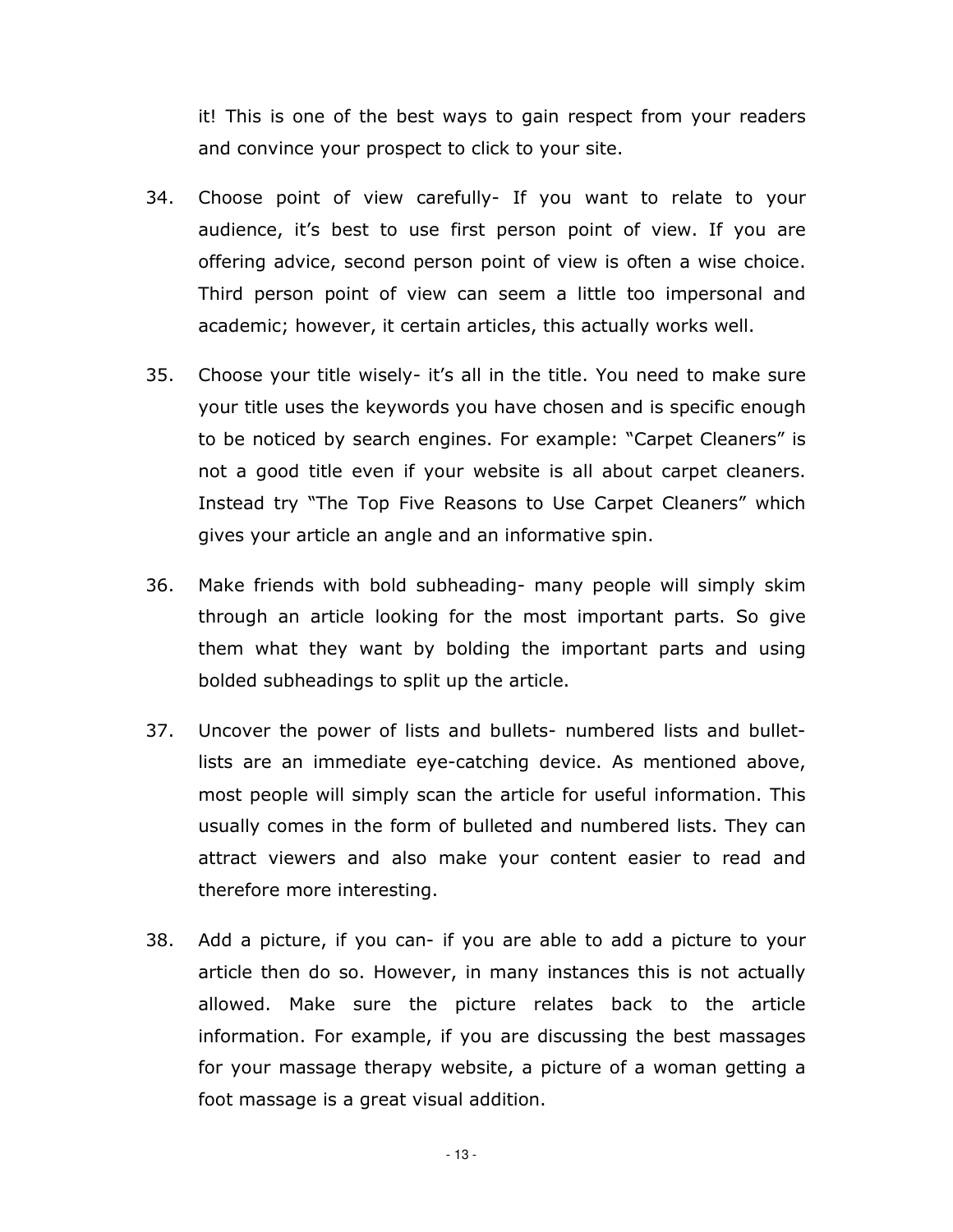it! This is one of the best ways to gain respect from your readers and convince your prospect to click to your site.

34. Choose point of view carefully- If you want to relate to your audience, it's best to use first person point of view. If you are offering advice, second person point of view is often a wise choice. Third person point of view can seem a little too impersonal and academic; however, it certain articles, this actually works well.

35. Choose your title wisely- it's all in the title. You need to make sure your title uses the keywords you have chosen and is specific enough to be noticed by search engines. For example: "Carpet Cleaners" is not a good title even if your website is all about carpet cleaners. Instead try "The Top Five Reasons to Use Carpet Cleaners" which gives your article an angle and an informative spin.

36. Make friends with bold subheading- many people will simply skim through an article looking for the most important parts. So give them what they want by bolding the important parts and using bolded subheadings to split up the article.

37. Uncover the power of lists and bullets- numbered lists and bullet-lists are an immediate eye-catching device. As mentioned above, most people will simply scan the article for useful information. This usually comes in the form of bulleted and numbered lists. They can attract viewers and also make your content easier to read and therefore more interesting.

38. Add a picture, if you can- if you are able to add a picture to your article then do so. However, in many instances this is not actually allowed. Make sure the picture relates back to the article information. For example, if you are discussing the best massages for your massage therapy website, a picture of a woman getting a foot massage is a great visual addition.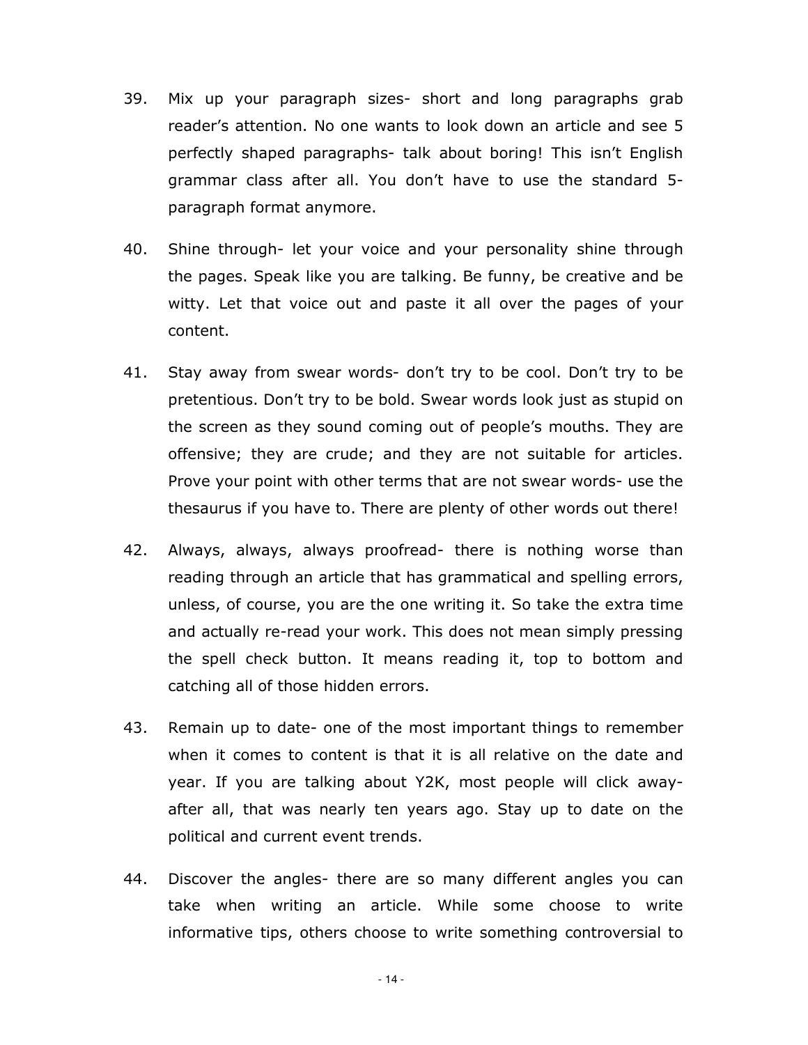39. Mix up your paragraph sizes- short and long paragraphs grab reader's attention. No one wants to look down an article and see 5 perfectly shaped paragraphs- talk about boring! This isn't English grammar class after all. You don't have to use the standard 5-paragraph format anymore.

40. Shine through- let your voice and your personality shine through the pages. Speak like you are talking. Be funny, be creative and be witty. Let that voice out and paste it all over the pages of your content.

41. Stay away from swear words- don't try to be cool. Don't try to be pretentious. Don't try to be bold. Swear words look just as stupid on the screen as they sound coming out of people's mouths. They are offensive; they are crude; and they are not suitable for articles. Prove your point with other terms that are not swear words- use the thesaurus if you have to. There are plenty of other words out there!

42. Always, always, always proofread- there is nothing worse than reading through an article that has grammatical and spelling errors, unless, of course, you are the one writing it. So take the extra time and actually re-read your work. This does not mean simply pressing the spell check button. It means reading it, top to bottom and catching all of those hidden errors.

43. Remain up to date- one of the most important things to remember when it comes to content is that it is all relative on the date and year. If you are talking about Y2K, most people will click away- after all, that was nearly ten years ago. Stay up to date on the political and current event trends.

44. Discover the angles- there are so many different angles you can take when writing an article. While some choose to write informative tips, others choose to write something controversial to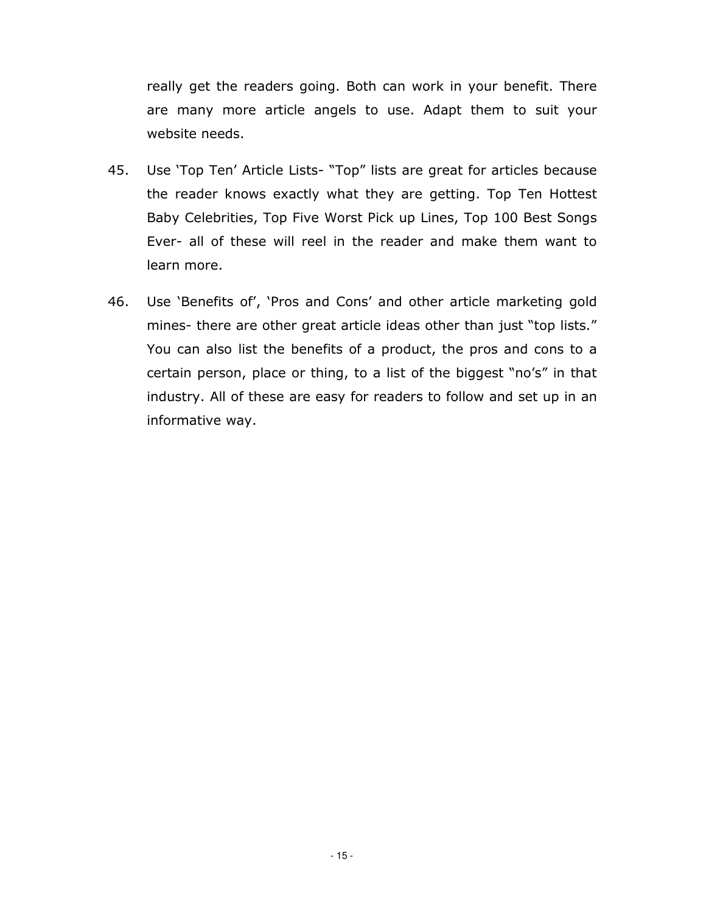really get the readers going. Both can work in your benefit. There are many more article angels to use. Adapt them to suit your website needs.

45. Use 'Top Ten' Article Lists- "Top" lists are great for articles because the reader knows exactly what they are getting. Top Ten Hottest Baby Celebrities, Top Five Worst Pick up Lines, Top 100 Best Songs Ever- all of these will reel in the reader and make them want to learn more.

46. Use 'Benefits of', 'Pros and Cons' and other article marketing gold mines- there are other great article ideas other than just "top lists." You can also list the benefits of a product, the pros and cons to a certain person, place or thing, to a list of the biggest "no's" in that industry. All of these are easy for readers to follow and set up in an informative way.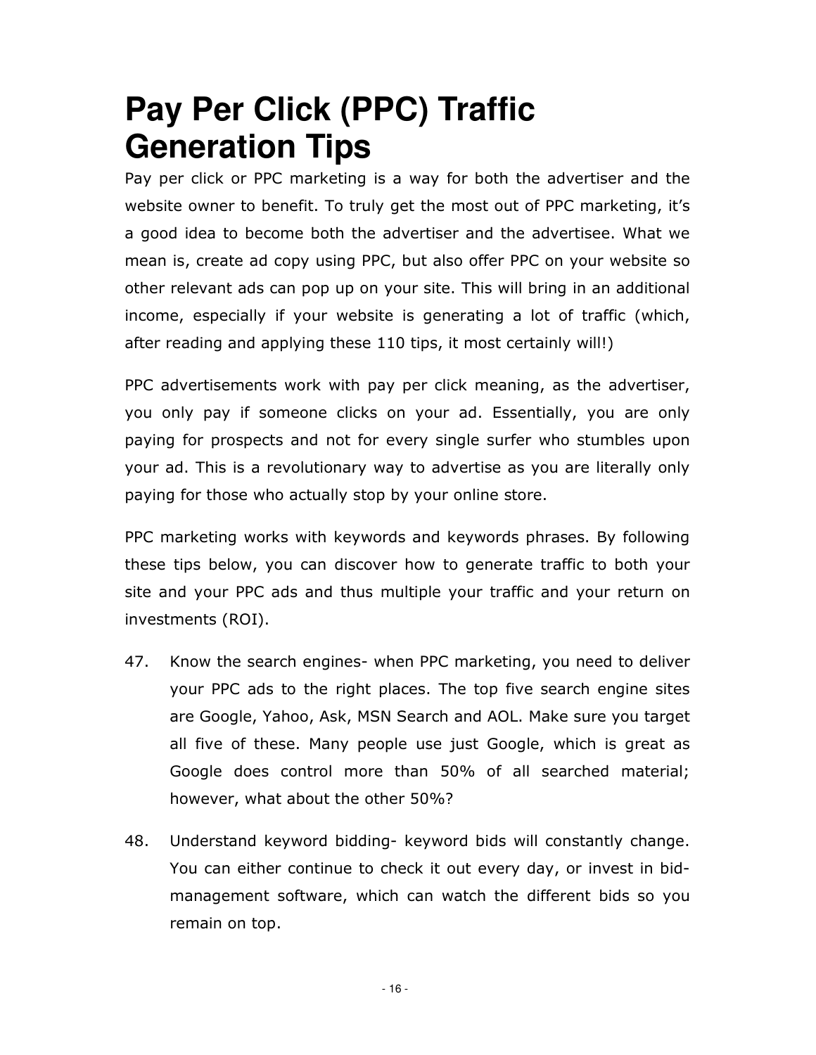# Pay Per Click (PPC) Traffic Generation Tips

Pay per click or PPC marketing is a way for both the advertiser and the website owner to benefit. To truly get the most out of PPC marketing, it's a good idea to become both the advertiser and the advertisee. What we mean is, create ad copy using PPC, but also offer PPC on your website so other relevant ads can pop up on your site. This will bring in an additional income, especially if your website is generating a lot of traffic (which, after reading and applying these 110 tips, it most certainly will!)

PPC advertisements work with pay per click meaning, as the advertiser, you only pay if someone clicks on your ad. Essentially, you are only paying for prospects and not for every single surfer who stumbles upon your ad. This is a revolutionary way to advertise as you are literally only paying for those who actually stop by your online store.

PPC marketing works with keywords and keywords phrases. By following these tips below, you can discover how to generate traffic to both your site and your PPC ads and thus multiple your traffic and your return on investments (ROI).

47. Know the search engines- when PPC marketing, you need to deliver your PPC ads to the right places. The top five search engine sites are Google, Yahoo, Ask, MSN Search and AOL. Make sure you target all five of these. Many people use just Google, which is great as Google does control more than 50% of all searched material; however, what about the other 50%?

48. Understand keyword bidding- keyword bids will constantly change. You can either continue to check it out every day, or invest in bid-management software, which can watch the different bids so you remain on top.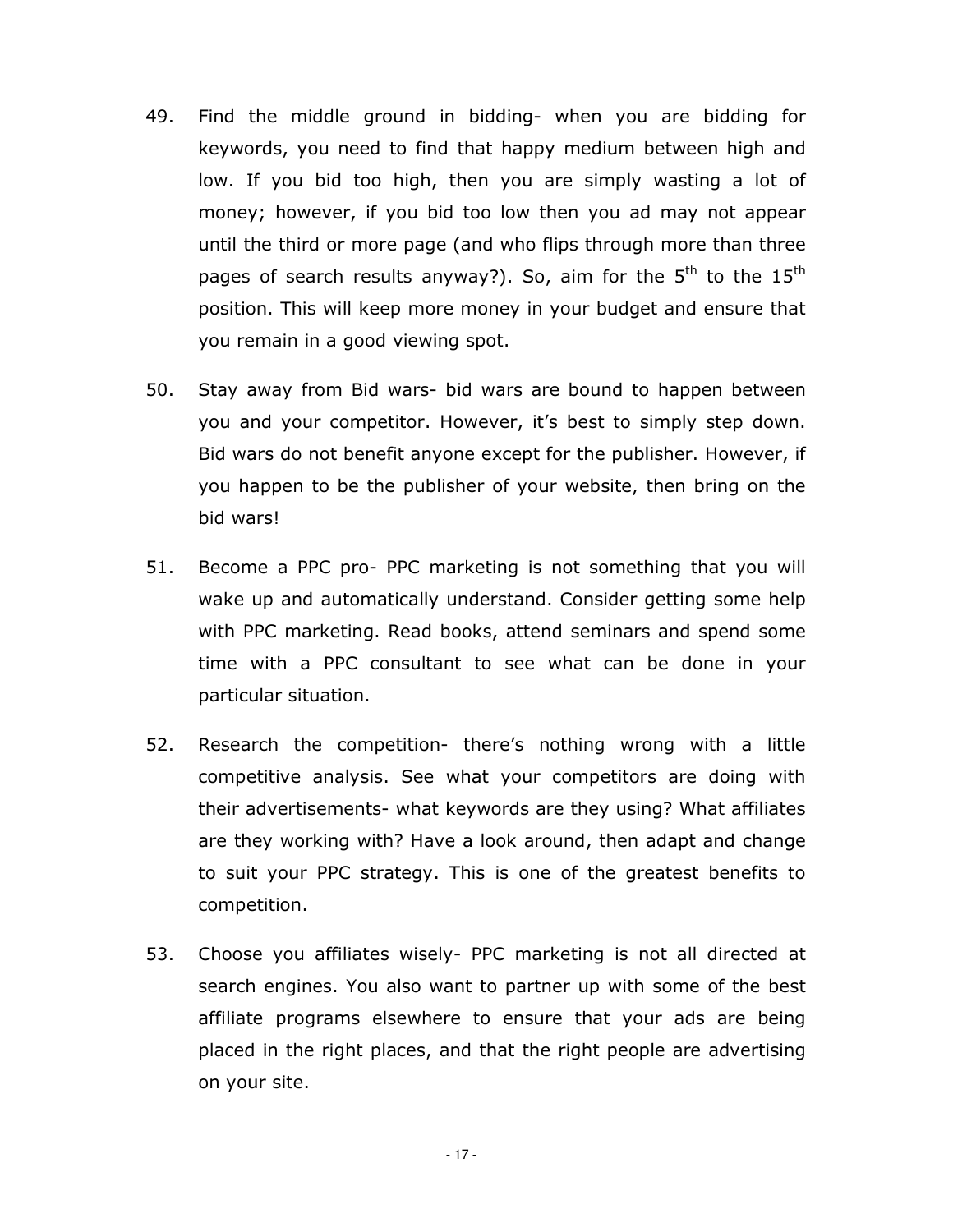49. Find the middle ground in bidding- when you are bidding for keywords, you need to find that happy medium between high and low. If you bid too high, then you are simply wasting a lot of money; however, if you bid too low then you ad may not appear until the third or more page (and who flips through more than three pages of search results anyway?). So, aim for the 5th to the 15th position. This will keep more money in your budget and ensure that you remain in a good viewing spot.

50. Stay away from Bid wars- bid wars are bound to happen between you and your competitor. However, it's best to simply step down. Bid wars do not benefit anyone except for the publisher. However, if you happen to be the publisher of your website, then bring on the bid wars!

51. Become a PPC pro- PPC marketing is not something that you will wake up and automatically understand. Consider getting some help with PPC marketing. Read books, attend seminars and spend some time with a PPC consultant to see what can be done in your particular situation.

52. Research the competition- there's nothing wrong with a little competitive analysis. See what your competitors are doing with their advertisements- what keywords are they using? What affiliates are they working with? Have a look around, then adapt and change to suit your PPC strategy. This is one of the greatest benefits to competition.

53. Choose you affiliates wisely- PPC marketing is not all directed at search engines. You also want to partner up with some of the best affiliate programs elsewhere to ensure that your ads are being placed in the right places, and that the right people are advertising on your site.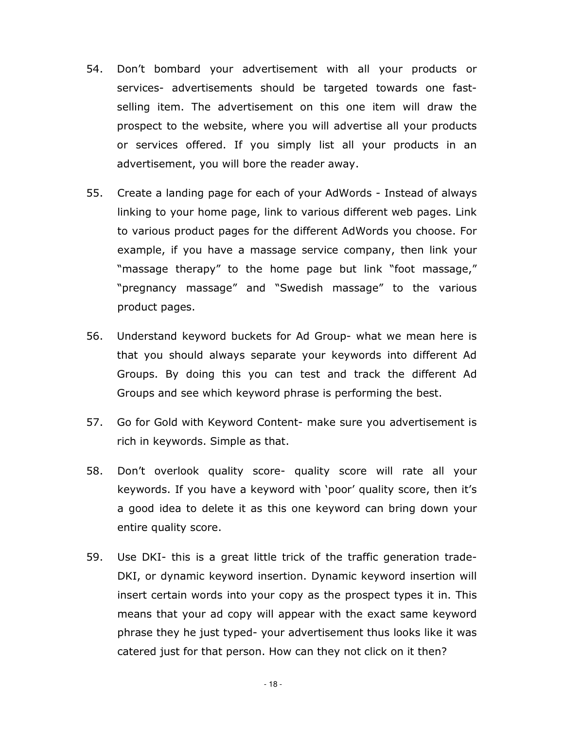54. Don’t bombard your advertisement with all your products or services- advertisements should be targeted towards one fast-selling item. The advertisement on this one item will draw the prospect to the website, where you will advertise all your products or services offered. If you simply list all your products in an advertisement, you will bore the reader away.

55. Create a landing page for each of your AdWords - Instead of always linking to your home page, link to various different web pages. Link to various product pages for the different AdWords you choose. For example, if you have a massage service company, then link your “massage therapy” to the home page but link “foot massage,” “pregnancy massage” and “Swedish massage” to the various product pages.

56. Understand keyword buckets for Ad Group- what we mean here is that you should always separate your keywords into different Ad Groups. By doing this you can test and track the different Ad Groups and see which keyword phrase is performing the best.

57. Go for Gold with Keyword Content- make sure you advertisement is rich in keywords. Simple as that.

58. Don’t overlook quality score- quality score will rate all your keywords. If you have a keyword with ‘poor’ quality score, then it’s a good idea to delete it as this one keyword can bring down your entire quality score.

59. Use DKI- this is a great little trick of the traffic generation trade- DKI, or dynamic keyword insertion. Dynamic keyword insertion will insert certain words into your copy as the prospect types it in. This means that your ad copy will appear with the exact same keyword phrase they he just typed- your advertisement thus looks like it was catered just for that person. How can they not click on it then?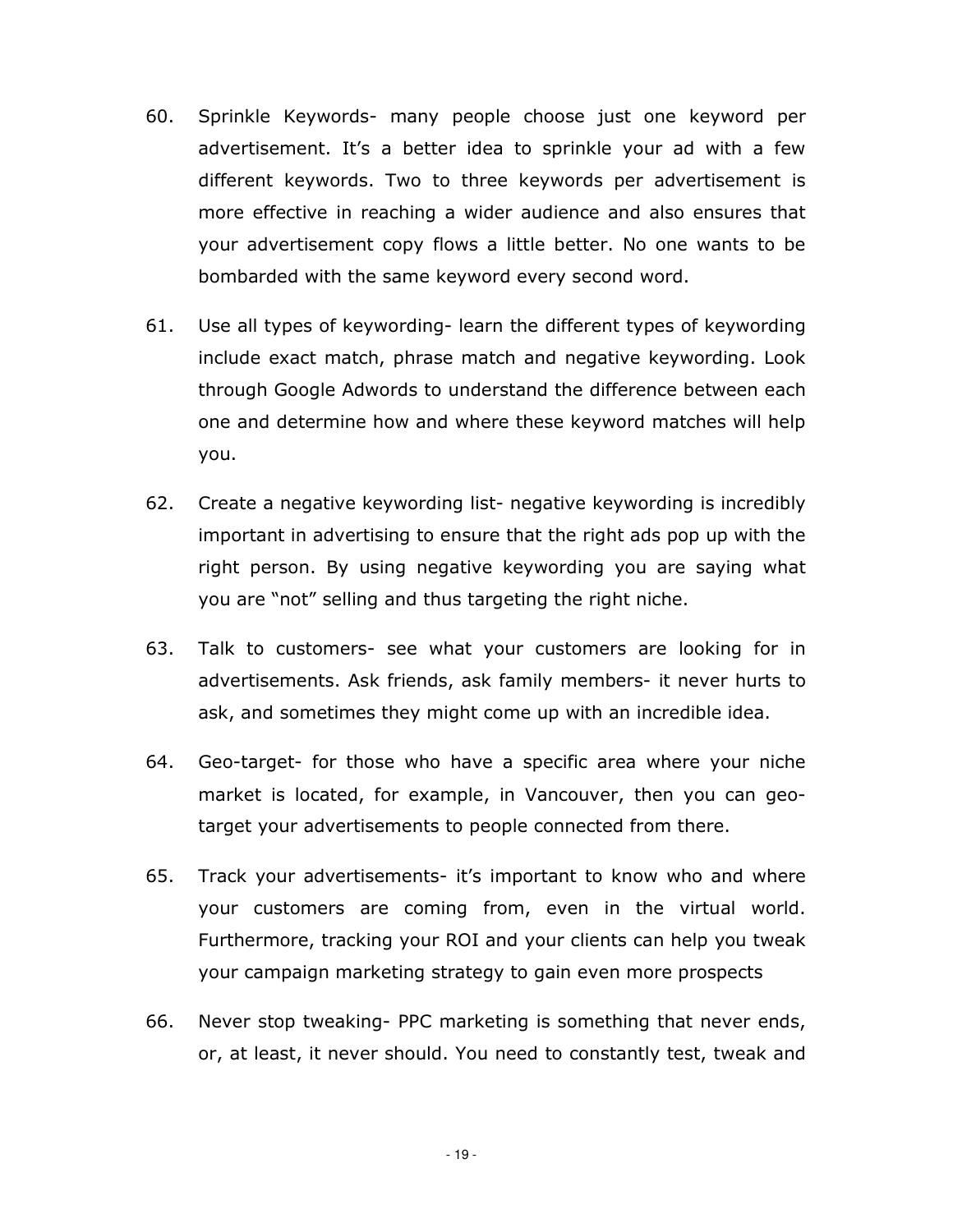60. Sprinkle Keywords- many people choose just one keyword per advertisement. It's a better idea to sprinkle your ad with a few different keywords. Two to three keywords per advertisement is more effective in reaching a wider audience and also ensures that your advertisement copy flows a little better. No one wants to be bombarded with the same keyword every second word.

61. Use all types of keywording- learn the different types of keywording include exact match, phrase match and negative keywording. Look through Google Adwords to understand the difference between each one and determine how and where these keyword matches will help you.

62. Create a negative keywording list- negative keywording is incredibly important in advertising to ensure that the right ads pop up with the right person. By using negative keywording you are saying what you are "not" selling and thus targeting the right niche.

63. Talk to customers- see what your customers are looking for in advertisements. Ask friends, ask family members- it never hurts to ask, and sometimes they might come up with an incredible idea.

64. Geo-target- for those who have a specific area where your niche market is located, for example, in Vancouver, then you can geo-target your advertisements to people connected from there.

65. Track your advertisements- it's important to know who and where your customers are coming from, even in the virtual world. Furthermore, tracking your ROI and your clients can help you tweak your campaign marketing strategy to gain even more prospects

66. Never stop tweaking- PPC marketing is something that never ends, or, at least, it never should. You need to constantly test, tweak and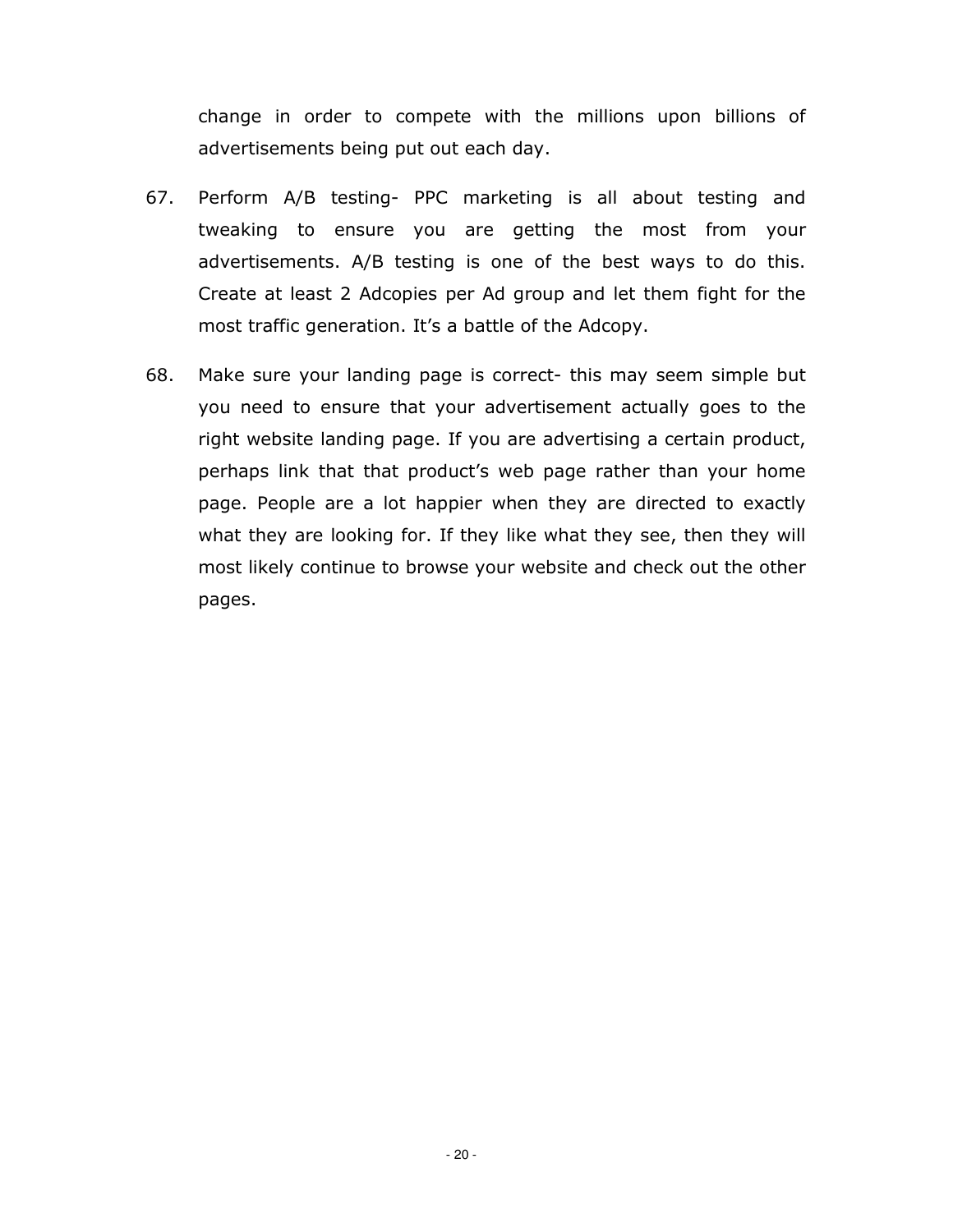change in order to compete with the millions upon billions of advertisements being put out each day.

67. Perform A/B testing- PPC marketing is all about testing and tweaking to ensure you are getting the most from your advertisements. A/B testing is one of the best ways to do this. Create at least 2 Adcopies per Ad group and let them fight for the most traffic generation. It's a battle of the Adcopy.

68. Make sure your landing page is correct- this may seem simple but you need to ensure that your advertisement actually goes to the right website landing page. If you are advertising a certain product, perhaps link that that product's web page rather than your home page. People are a lot happier when they are directed to exactly what they are looking for. If they like what they see, then they will most likely continue to browse your website and check out the other pages.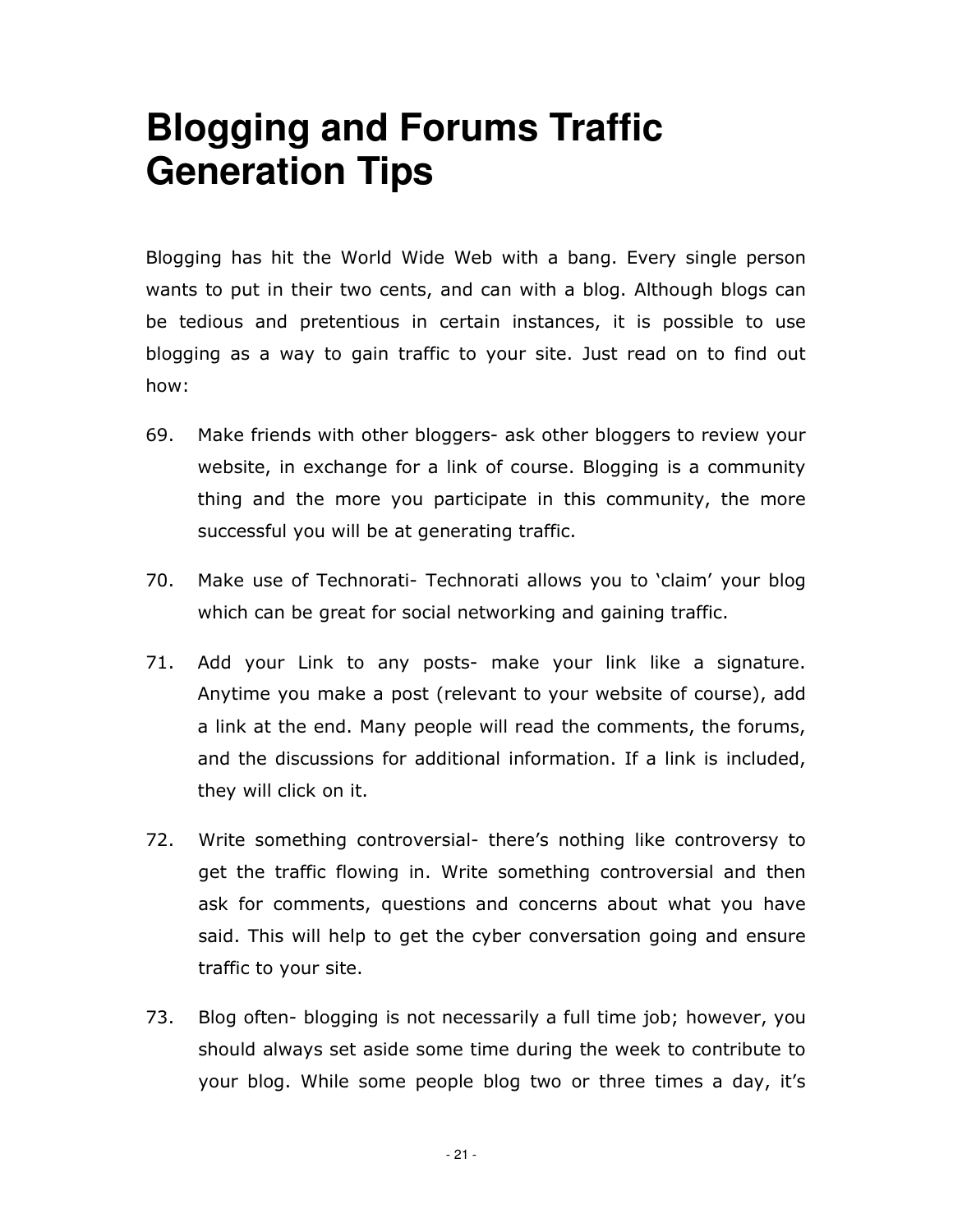# Blogging and Forums Traffic Generation Tips

Blogging has hit the World Wide Web with a bang. Every single person wants to put in their two cents, and can with a blog. Although blogs can be tedious and pretentious in certain instances, it is possible to use blogging as a way to gain traffic to your site. Just read on to find out how:

69. Make friends with other bloggers- ask other bloggers to review your website, in exchange for a link of course. Blogging is a community thing and the more you participate in this community, the more successful you will be at generating traffic.

70. Make use of Technorati- Technorati allows you to 'claim' your blog which can be great for social networking and gaining traffic.

71. Add your Link to any posts- make your link like a signature. Anytime you make a post (relevant to your website of course), add a link at the end. Many people will read the comments, the forums, and the discussions for additional information. If a link is included, they will click on it.

72. Write something controversial- there's nothing like controversy to get the traffic flowing in. Write something controversial and then ask for comments, questions and concerns about what you have said. This will help to get the cyber conversation going and ensure traffic to your site.

73. Blog often- blogging is not necessarily a full time job; however, you should always set aside some time during the week to contribute to your blog. While some people blog two or three times a day, it's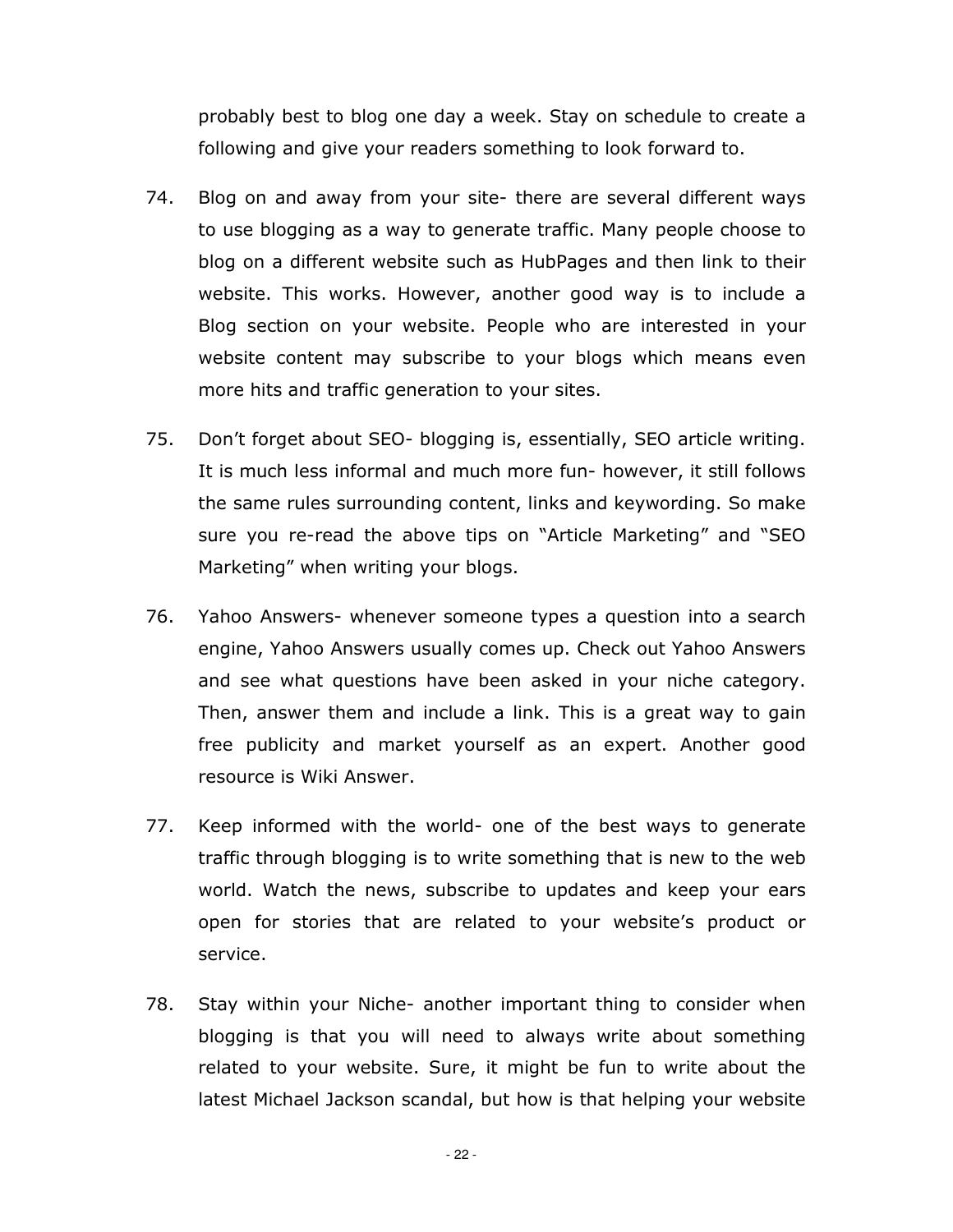probably best to blog one day a week. Stay on schedule to create a following and give your readers something to look forward to.

74. Blog on and away from your site- there are several different ways to use blogging as a way to generate traffic. Many people choose to blog on a different website such as HubPages and then link to their website. This works. However, another good way is to include a Blog section on your website. People who are interested in your website content may subscribe to your blogs which means even more hits and traffic generation to your sites.

75. Don't forget about SEO- blogging is, essentially, SEO article writing. It is much less informal and much more fun- however, it still follows the same rules surrounding content, links and keywording. So make sure you re-read the above tips on "Article Marketing" and "SEO Marketing" when writing your blogs.

76. Yahoo Answers- whenever someone types a question into a search engine, Yahoo Answers usually comes up. Check out Yahoo Answers and see what questions have been asked in your niche category. Then, answer them and include a link. This is a great way to gain free publicity and market yourself as an expert. Another good resource is Wiki Answer.

77. Keep informed with the world- one of the best ways to generate traffic through blogging is to write something that is new to the web world. Watch the news, subscribe to updates and keep your ears open for stories that are related to your website's product or service.

78. Stay within your Niche- another important thing to consider when blogging is that you will need to always write about something related to your website. Sure, it might be fun to write about the latest Michael Jackson scandal, but how is that helping your website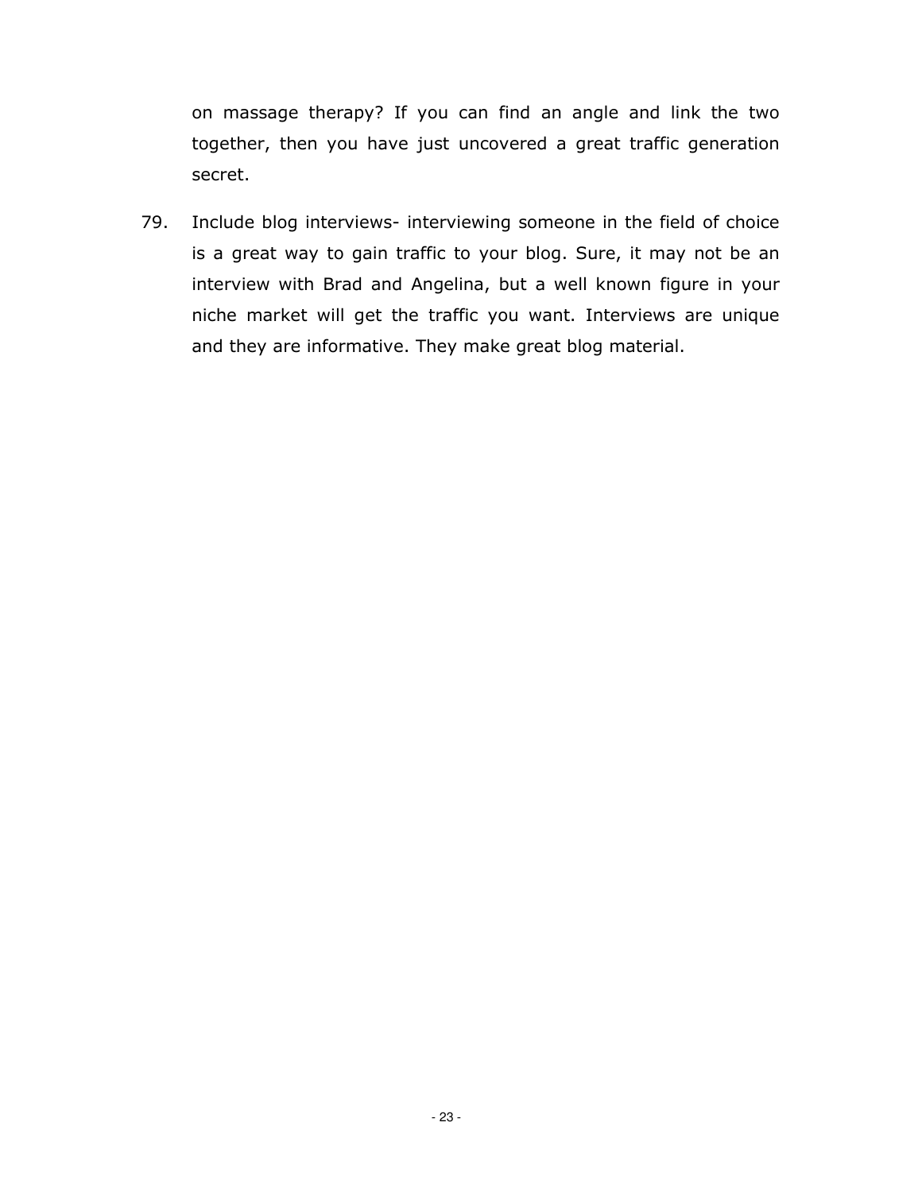on massage therapy? If you can find an angle and link the two together, then you have just uncovered a great traffic generation secret.

79. Include blog interviews- interviewing someone in the field of choice is a great way to gain traffic to your blog. Sure, it may not be an interview with Brad and Angelina, but a well known figure in your niche market will get the traffic you want. Interviews are unique and they are informative. They make great blog material.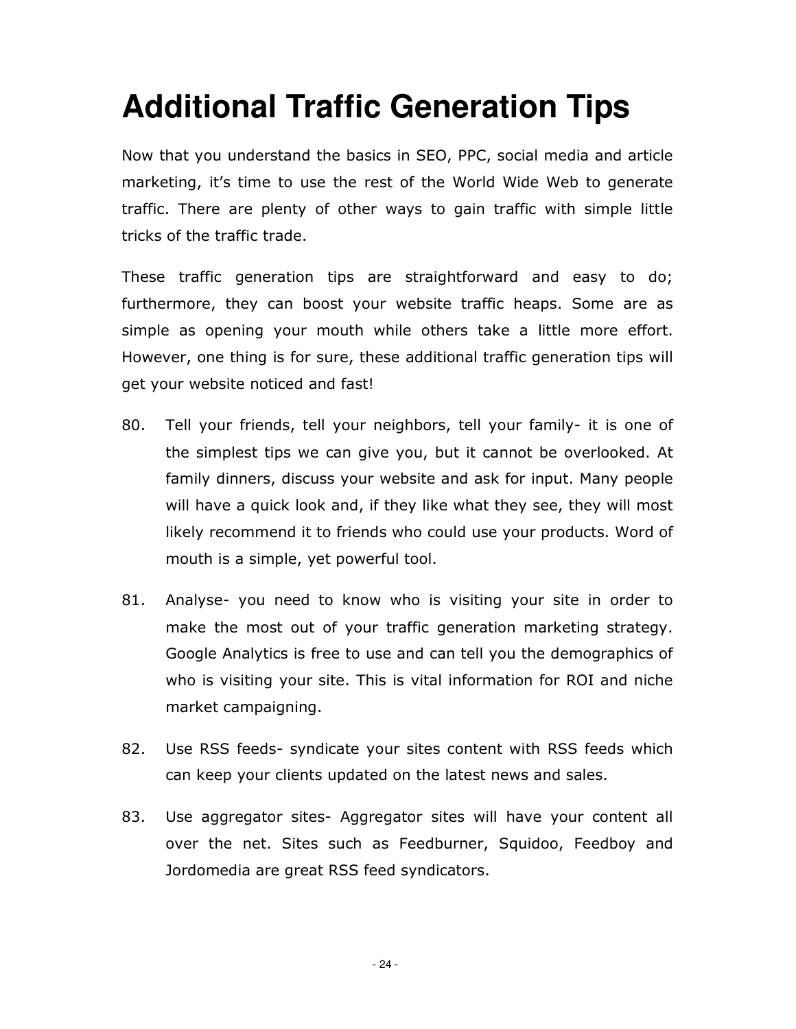# Additional Traffic Generation Tips

Now that you understand the basics in SEO, PPC, social media and article marketing, it's time to use the rest of the World Wide Web to generate traffic. There are plenty of other ways to gain traffic with simple little tricks of the traffic trade.

These traffic generation tips are straightforward and easy to do; furthermore, they can boost your website traffic heaps. Some are as simple as opening your mouth while others take a little more effort. However, one thing is for sure, these additional traffic generation tips will get your website noticed and fast!

80. Tell your friends, tell your neighbors, tell your family- it is one of the simplest tips we can give you, but it cannot be overlooked. At family dinners, discuss your website and ask for input. Many people will have a quick look and, if they like what they see, they will most likely recommend it to friends who could use your products. Word of mouth is a simple, yet powerful tool.

81. Analyse- you need to know who is visiting your site in order to make the most out of your traffic generation marketing strategy. Google Analytics is free to use and can tell you the demographics of who is visiting your site. This is vital information for ROI and niche market campaigning.

82. Use RSS feeds- syndicate your sites content with RSS feeds which can keep your clients updated on the latest news and sales.

83. Use aggregator sites- Aggregator sites will have your content all over the net. Sites such as Feedburner, Squidoo, Feedboy and Jordomedia are great RSS feed syndicators.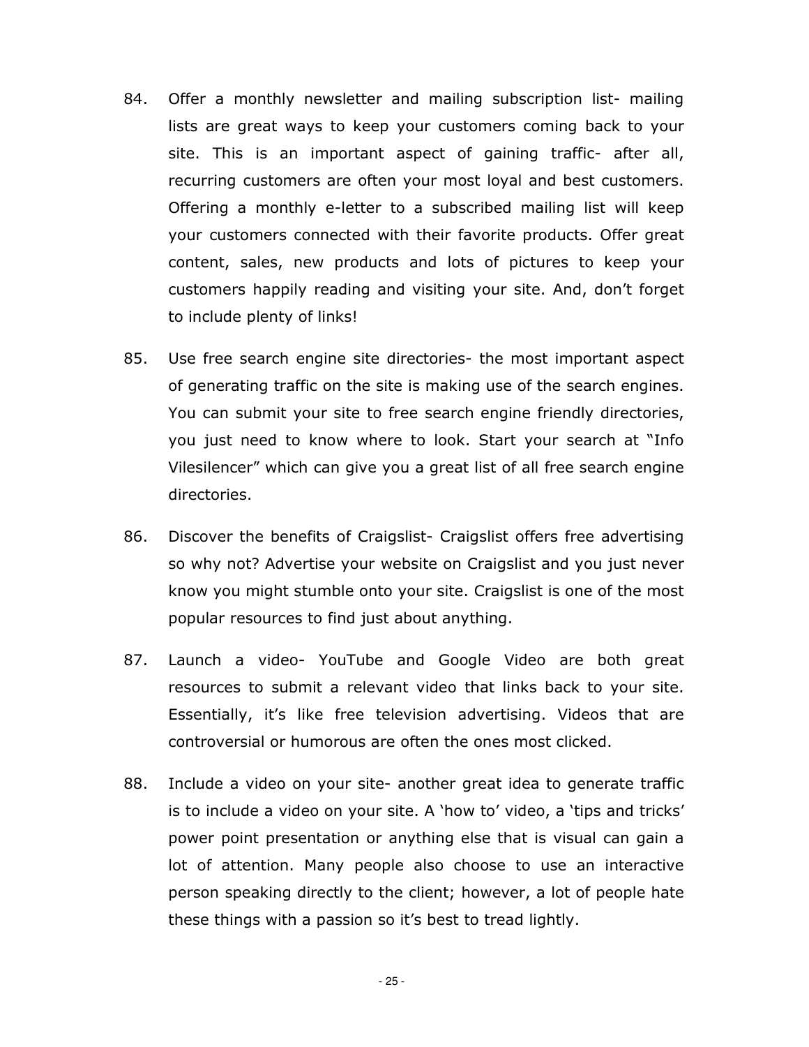84. Offer a monthly newsletter and mailing subscription list- mailing lists are great ways to keep your customers coming back to your site. This is an important aspect of gaining traffic- after all, recurring customers are often your most loyal and best customers. Offering a monthly e-letter to a subscribed mailing list will keep your customers connected with their favorite products. Offer great content, sales, new products and lots of pictures to keep your customers happily reading and visiting your site. And, don't forget to include plenty of links!

85. Use free search engine site directories- the most important aspect of generating traffic on the site is making use of the search engines. You can submit your site to free search engine friendly directories, you just need to know where to look. Start your search at "Info Vilesilencer" which can give you a great list of all free search engine directories.

86. Discover the benefits of Craigslist- Craigslist offers free advertising so why not? Advertise your website on Craigslist and you just never know you might stumble onto your site. Craigslist is one of the most popular resources to find just about anything.

87. Launch a video- YouTube and Google Video are both great resources to submit a relevant video that links back to your site. Essentially, it's like free television advertising. Videos that are controversial or humorous are often the ones most clicked.

88. Include a video on your site- another great idea to generate traffic is to include a video on your site. A 'how to' video, a 'tips and tricks' power point presentation or anything else that is visual can gain a lot of attention. Many people also choose to use an interactive person speaking directly to the client; however, a lot of people hate these things with a passion so it's best to tread lightly.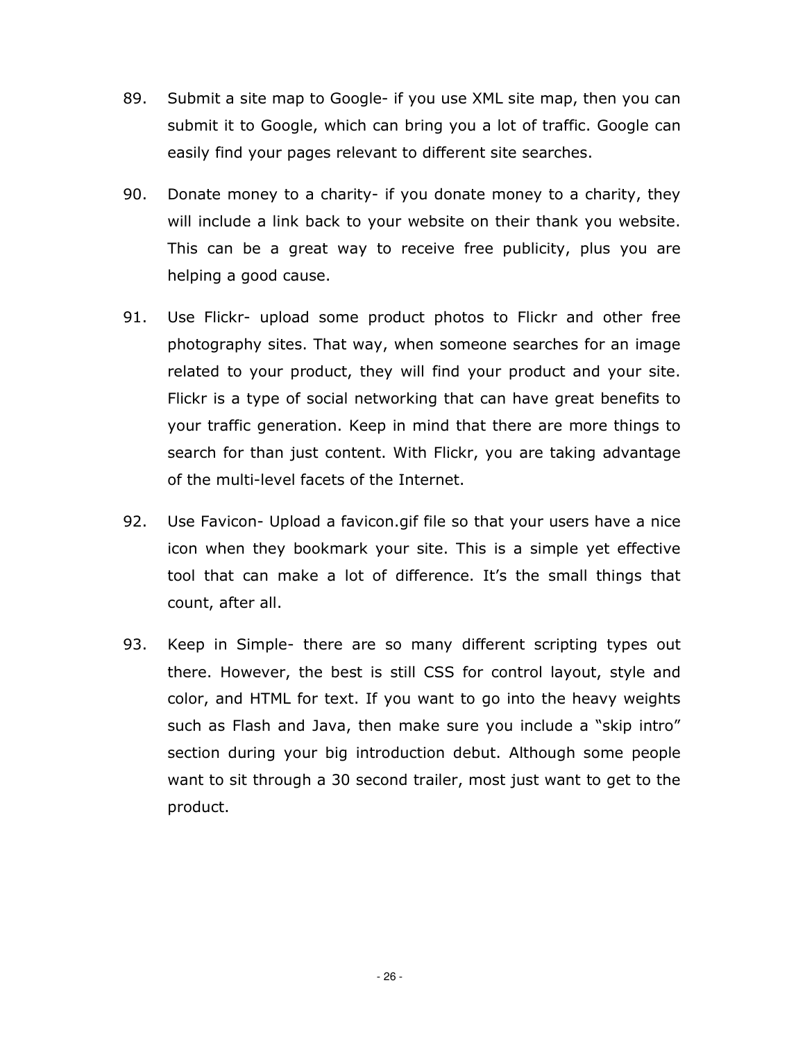89. Submit a site map to Google- if you use XML site map, then you can submit it to Google, which can bring you a lot of traffic. Google can easily find your pages relevant to different site searches.

90. Donate money to a charity- if you donate money to a charity, they will include a link back to your website on their thank you website. This can be a great way to receive free publicity, plus you are helping a good cause.

91. Use Flickr- upload some product photos to Flickr and other free photography sites. That way, when someone searches for an image related to your product, they will find your product and your site. Flickr is a type of social networking that can have great benefits to your traffic generation. Keep in mind that there are more things to search for than just content. With Flickr, you are taking advantage of the multi-level facets of the Internet.

92. Use Favicon- Upload a favicon.gif file so that your users have a nice icon when they bookmark your site. This is a simple yet effective tool that can make a lot of difference. It's the small things that count, after all.

93. Keep in Simple- there are so many different scripting types out there. However, the best is still CSS for control layout, style and color, and HTML for text. If you want to go into the heavy weights such as Flash and Java, then make sure you include a "skip intro" section during your big introduction debut. Although some people want to sit through a 30 second trailer, most just want to get to the product.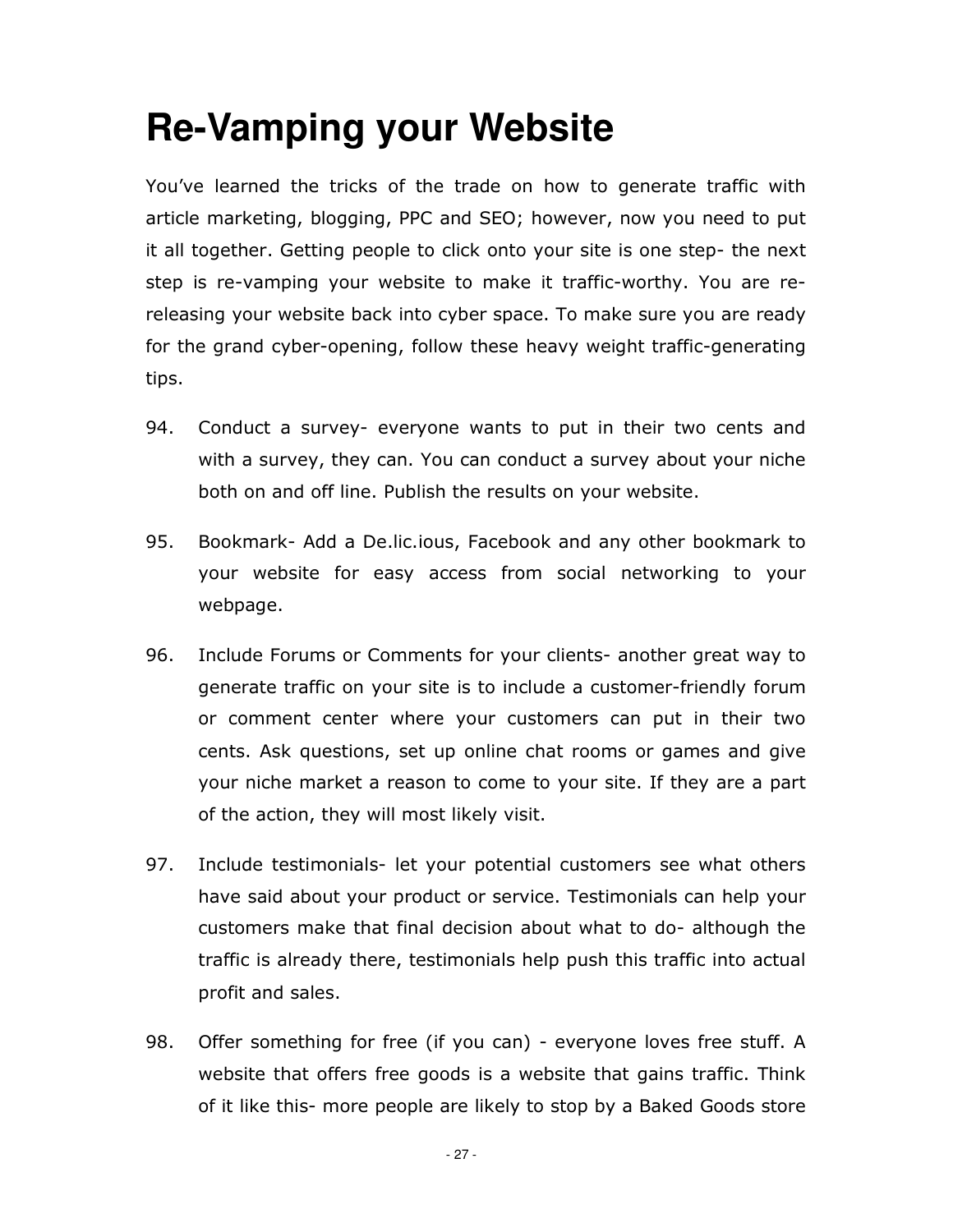# Re-Vamping your Website

You've learned the tricks of the trade on how to generate traffic with article marketing, blogging, PPC and SEO; however, now you need to put it all together. Getting people to click onto your site is one step- the next step is re-vamping your website to make it traffic-worthy. You are re-releasing your website back into cyber space. To make sure you are ready for the grand cyber-opening, follow these heavy weight traffic-generating tips.

94. Conduct a survey- everyone wants to put in their two cents and with a survey, they can. You can conduct a survey about your niche both on and off line. Publish the results on your website.

95. Bookmark- Add a De.lic.ious, Facebook and any other bookmark to your website for easy access from social networking to your webpage.

96. Include Forums or Comments for your clients- another great way to generate traffic on your site is to include a customer-friendly forum or comment center where your customers can put in their two cents. Ask questions, set up online chat rooms or games and give your niche market a reason to come to your site. If they are a part of the action, they will most likely visit.

97. Include testimonials- let your potential customers see what others have said about your product or service. Testimonials can help your customers make that final decision about what to do- although the traffic is already there, testimonials help push this traffic into actual profit and sales.

98. Offer something for free (if you can) - everyone loves free stuff. A website that offers free goods is a website that gains traffic. Think of it like this- more people are likely to stop by a Baked Goods store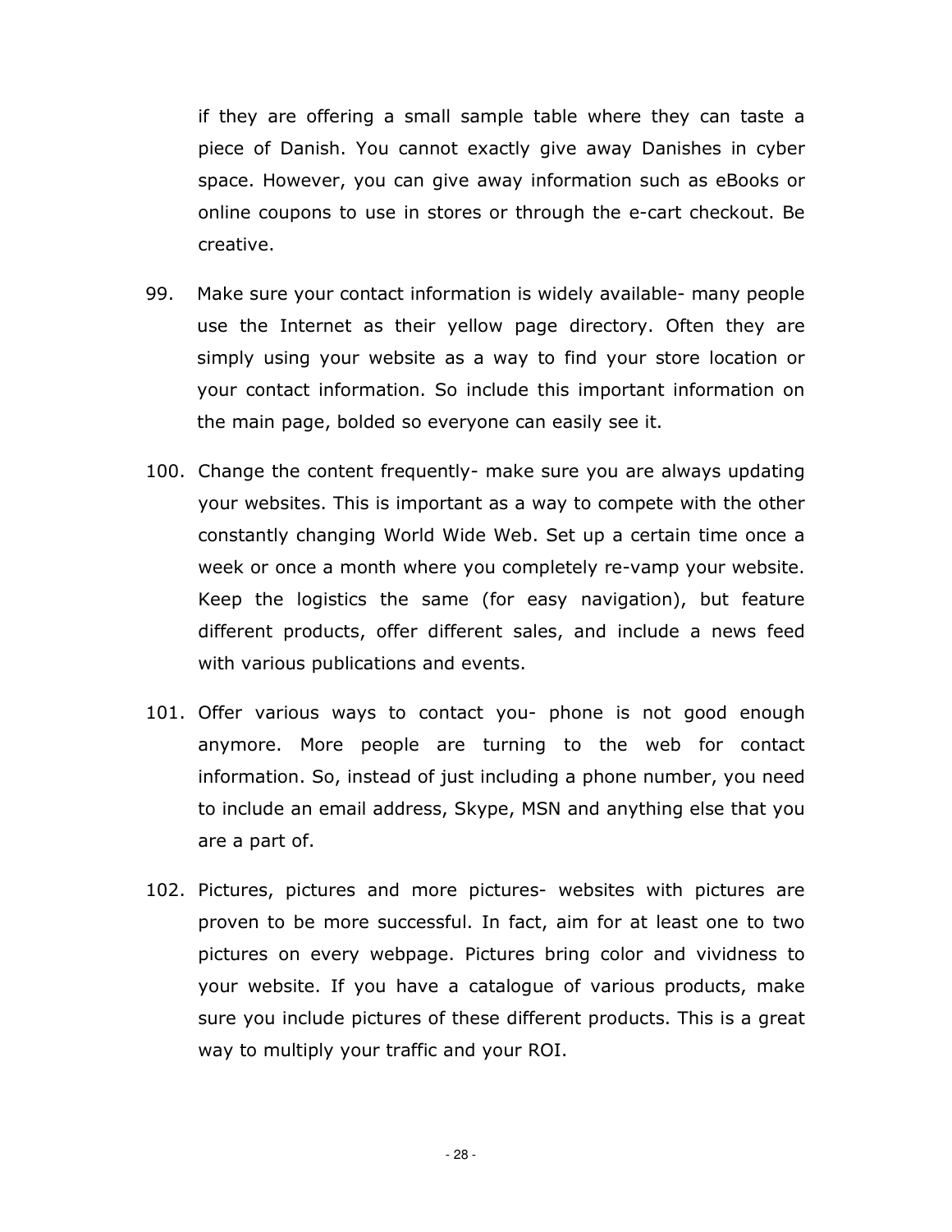if they are offering a small sample table where they can taste a piece of Danish. You cannot exactly give away Danishes in cyber space. However, you can give away information such as eBooks or online coupons to use in stores or through the e-cart checkout. Be creative.

99. Make sure your contact information is widely available- many people use the Internet as their yellow page directory. Often they are simply using your website as a way to find your store location or your contact information. So include this important information on the main page, bolded so everyone can easily see it.

100. Change the content frequently- make sure you are always updating your websites. This is important as a way to compete with the other constantly changing World Wide Web. Set up a certain time once a week or once a month where you completely re-vamp your website. Keep the logistics the same (for easy navigation), but feature different products, offer different sales, and include a news feed with various publications and events.

101. Offer various ways to contact you- phone is not good enough anymore. More people are turning to the web for contact information. So, instead of just including a phone number, you need to include an email address, Skype, MSN and anything else that you are a part of.

102. Pictures, pictures and more pictures- websites with pictures are proven to be more successful. In fact, aim for at least one to two pictures on every webpage. Pictures bring color and vividness to your website. If you have a catalogue of various products, make sure you include pictures of these different products. This is a great way to multiply your traffic and your ROI.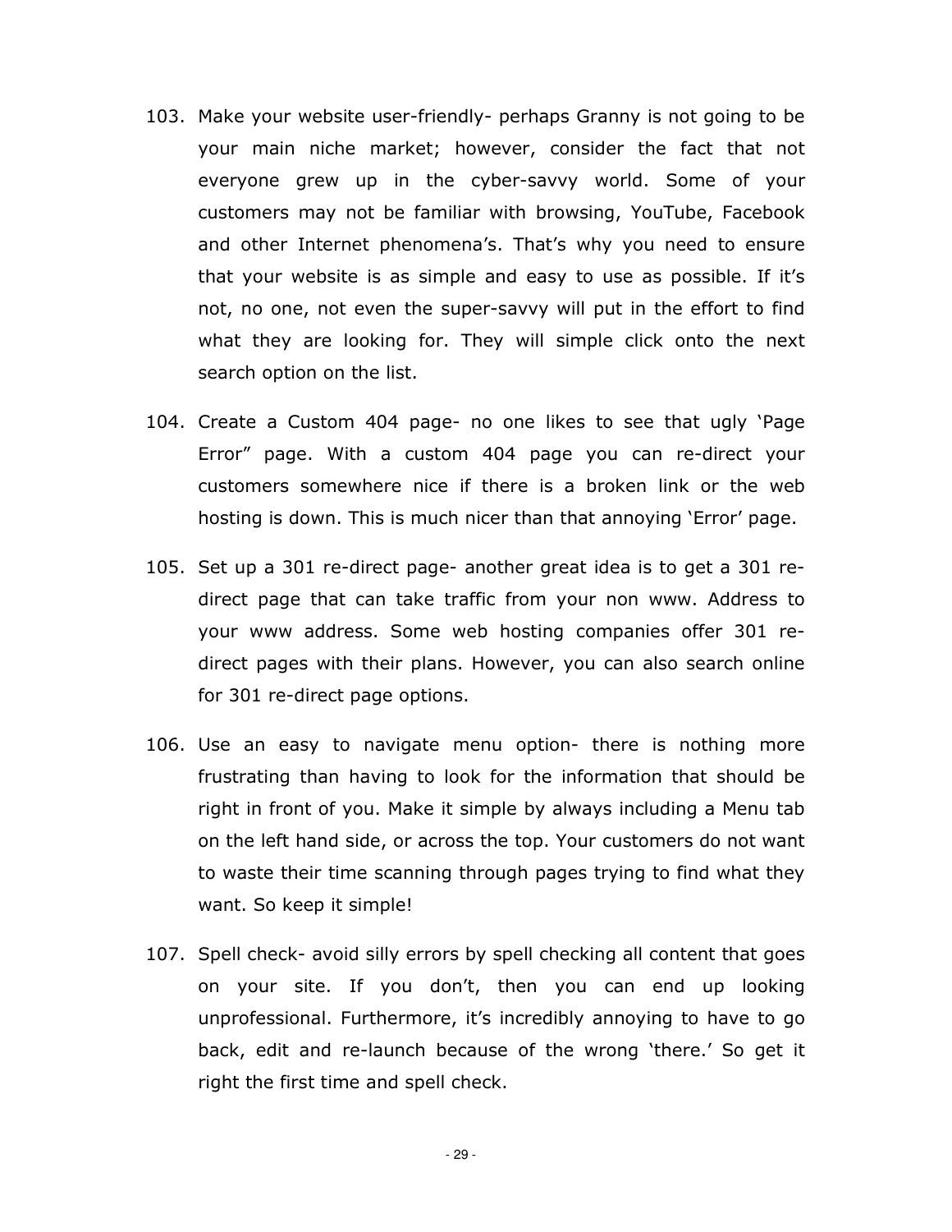103. Make your website user-friendly- perhaps Granny is not going to be your main niche market; however, consider the fact that not everyone grew up in the cyber-savvy world. Some of your customers may not be familiar with browsing, YouTube, Facebook and other Internet phenomena's. That's why you need to ensure that your website is as simple and easy to use as possible. If it's not, no one, not even the super-savvy will put in the effort to find what they are looking for. They will simple click onto the next search option on the list.

104. Create a Custom 404 page- no one likes to see that ugly 'Page Error" page. With a custom 404 page you can re-direct your customers somewhere nice if there is a broken link or the web hosting is down. This is much nicer than that annoying 'Error' page.

105. Set up a 301 re-direct page- another great idea is to get a 301 re-direct page that can take traffic from your non www. Address to your www address. Some web hosting companies offer 301 re-direct pages with their plans. However, you can also search online for 301 re-direct page options.

106. Use an easy to navigate menu option- there is nothing more frustrating than having to look for the information that should be right in front of you. Make it simple by always including a Menu tab on the left hand side, or across the top. Your customers do not want to waste their time scanning through pages trying to find what they want. So keep it simple!

107. Spell check- avoid silly errors by spell checking all content that goes on your site. If you don't, then you can end up looking unprofessional. Furthermore, it's incredibly annoying to have to go back, edit and re-launch because of the wrong 'there.' So get it right the first time and spell check.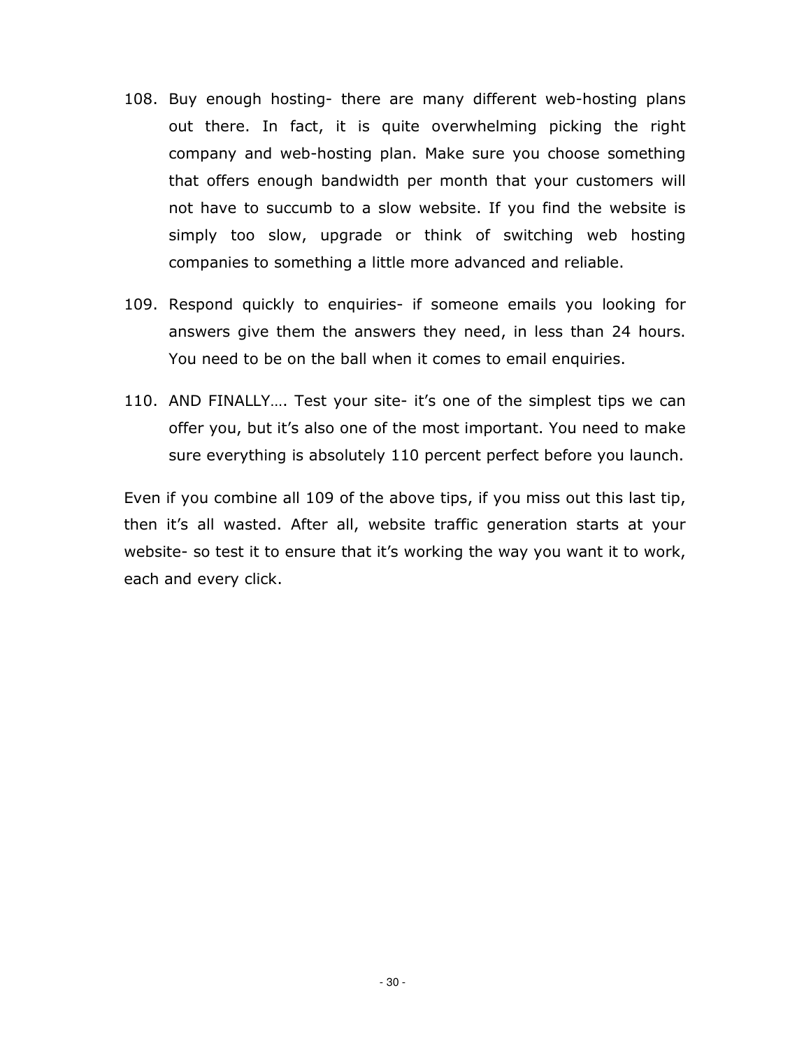108. Buy enough hosting- there are many different web-hosting plans out there. In fact, it is quite overwhelming picking the right company and web-hosting plan. Make sure you choose something that offers enough bandwidth per month that your customers will not have to succumb to a slow website. If you find the website is simply too slow, upgrade or think of switching web hosting companies to something a little more advanced and reliable.

109. Respond quickly to enquiries- if someone emails you looking for answers give them the answers they need, in less than 24 hours. You need to be on the ball when it comes to email enquiries.

110. AND FINALLY…. Test your site- it's one of the simplest tips we can offer you, but it's also one of the most important. You need to make sure everything is absolutely 110 percent perfect before you launch.

Even if you combine all 109 of the above tips, if you miss out this last tip, then it's all wasted. After all, website traffic generation starts at your website- so test it to ensure that it's working the way you want it to work, each and every click.